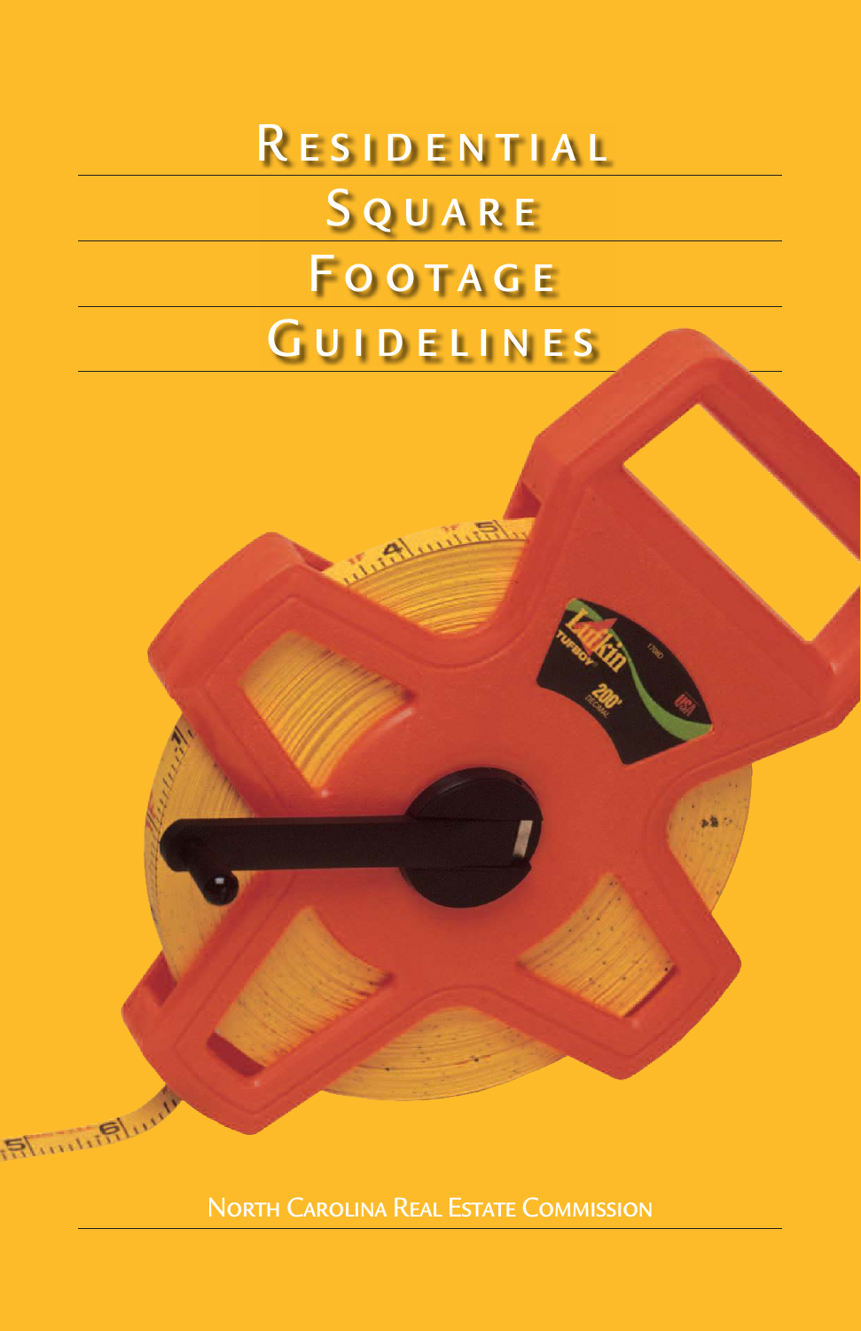# Residential Square Footage Guidelines

North Carolina Real Estate Commission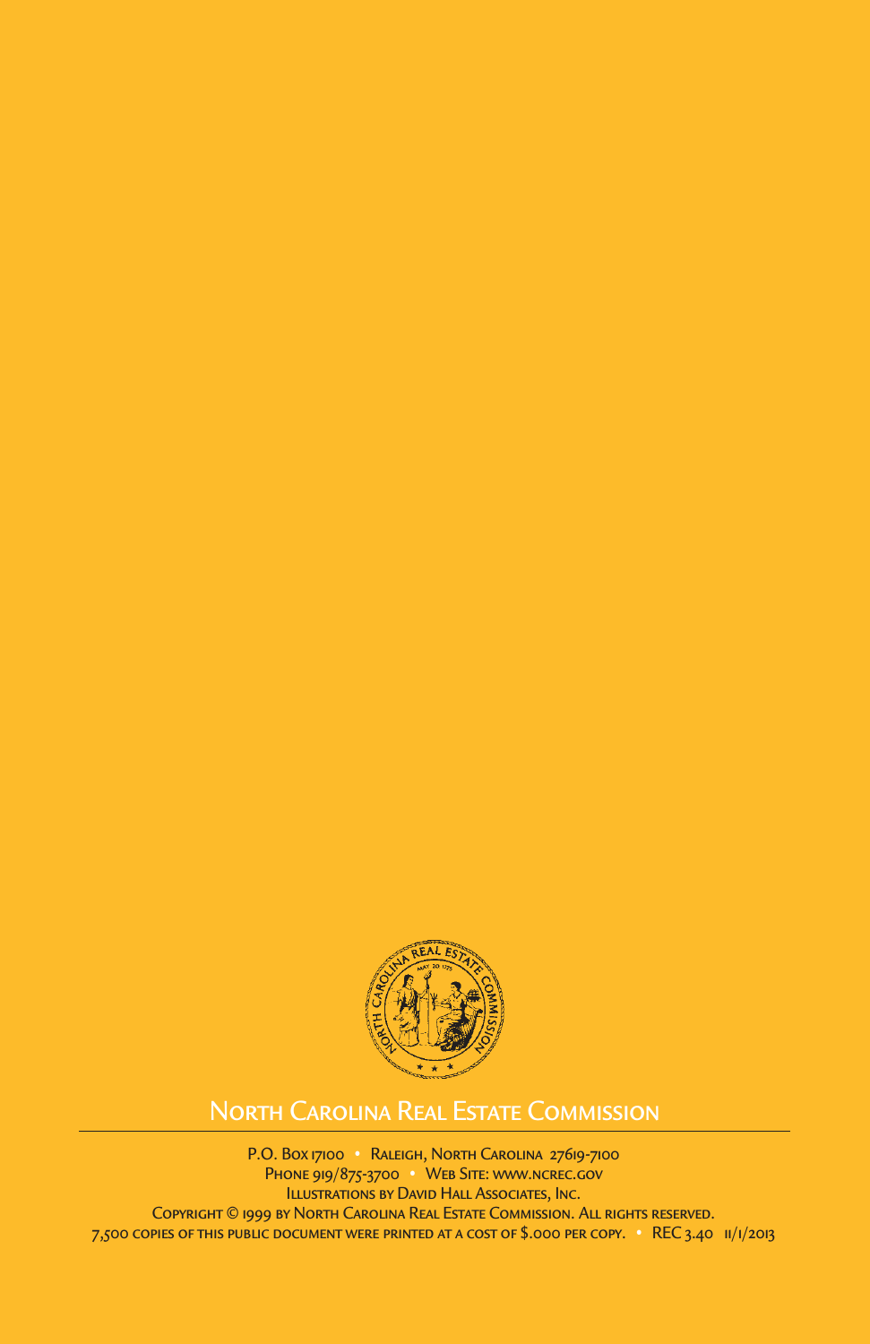North Carolina Real Estate Commission

P.O. Box 17100 • Raleigh, North Carolina 27619-7100

Phone 919/875-3700 • Web Site: www.ncrec.gov

Illustrations by David Hall Associates, Inc.

Copyright © 1999 by North Carolina Real Estate Commission. All rights reserved.

7,500 copies of this public document were printed at a cost of $.000 per copy. • REC 3.40 11/1/2013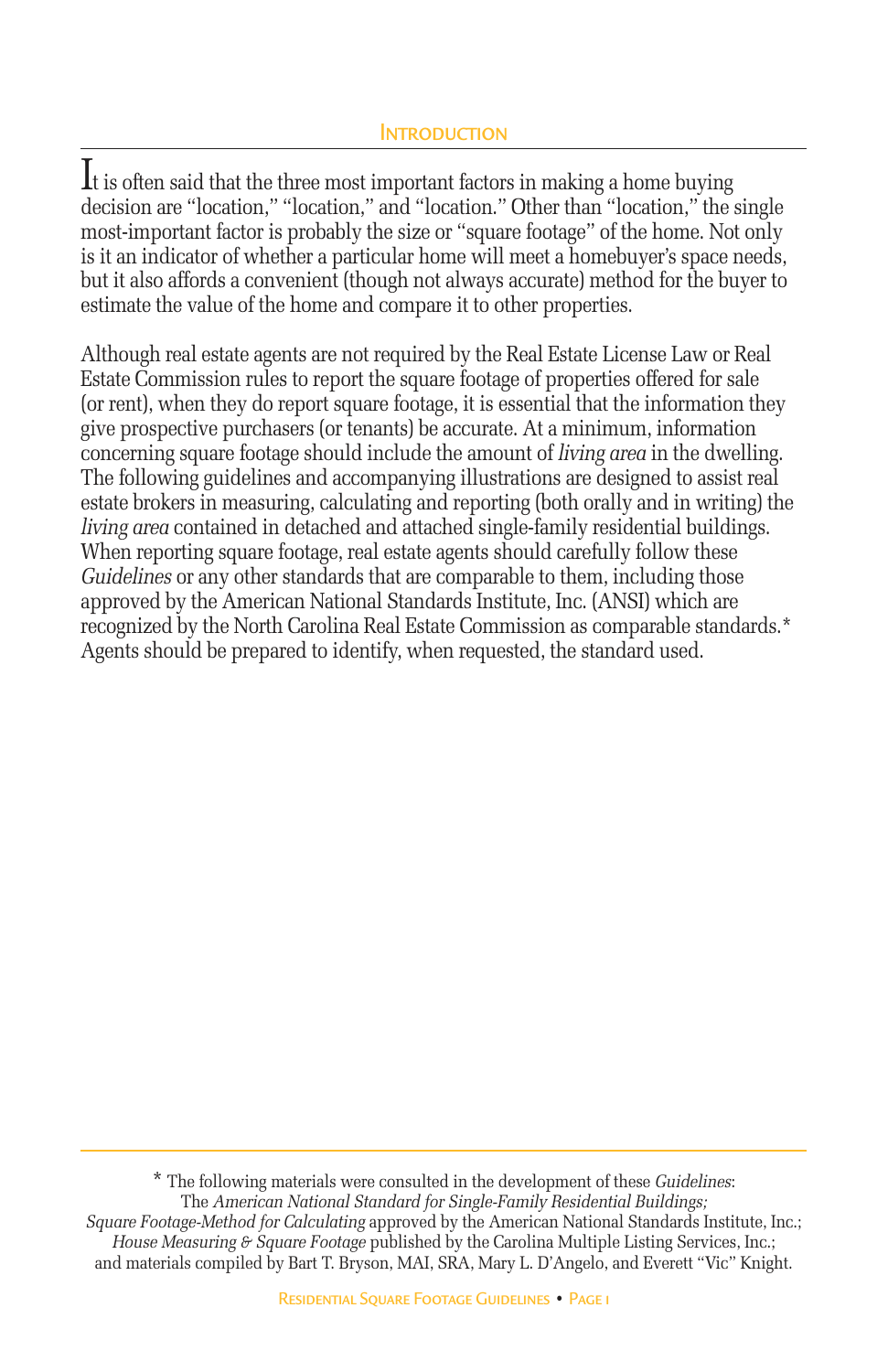## Introduction

It is often said that the three most important factors in making a home buying decision are "location," "location," and "location." Other than "location," the single most-important factor is probably the size or "square footage" of the home. Not only is it an indicator of whether a particular home will meet a homebuyer's space needs, but it also affords a convenient (though not always accurate) method for the buyer to estimate the value of the home and compare it to other properties.

Although real estate agents are not required by the Real Estate License Law or Real Estate Commission rules to report the square footage of properties offered for sale (or rent), when they do report square footage, it is essential that the information they give prospective purchasers (or tenants) be accurate. At a minimum, information concerning square footage should include the amount of *living area* in the dwelling. The following guidelines and accompanying illustrations are designed to assist real estate brokers in measuring, calculating and reporting (both orally and in writing) the *living area* contained in detached and attached single-family residential buildings. When reporting square footage, real estate agents should carefully follow these *Guidelines* or any other standards that are comparable to them, including those approved by the American National Standards Institute, Inc. (ANSI) which are recognized by the North Carolina Real Estate Commission as comparable standards.* Agents should be prepared to identify, when requested, the standard used.

---

\* The following materials were consulted in the development of these *Guidelines*:
The *American National Standard for Single-Family Residential Buildings; Square Footage-Method for Calculating* approved by the American National Standards Institute, Inc.; *House Measuring & Square Footage* published by the Carolina Multiple Listing Services, Inc.; and materials compiled by Bart T. Bryson, MAI, SRA, Mary L. D'Angelo, and Everett "Vic" Knight.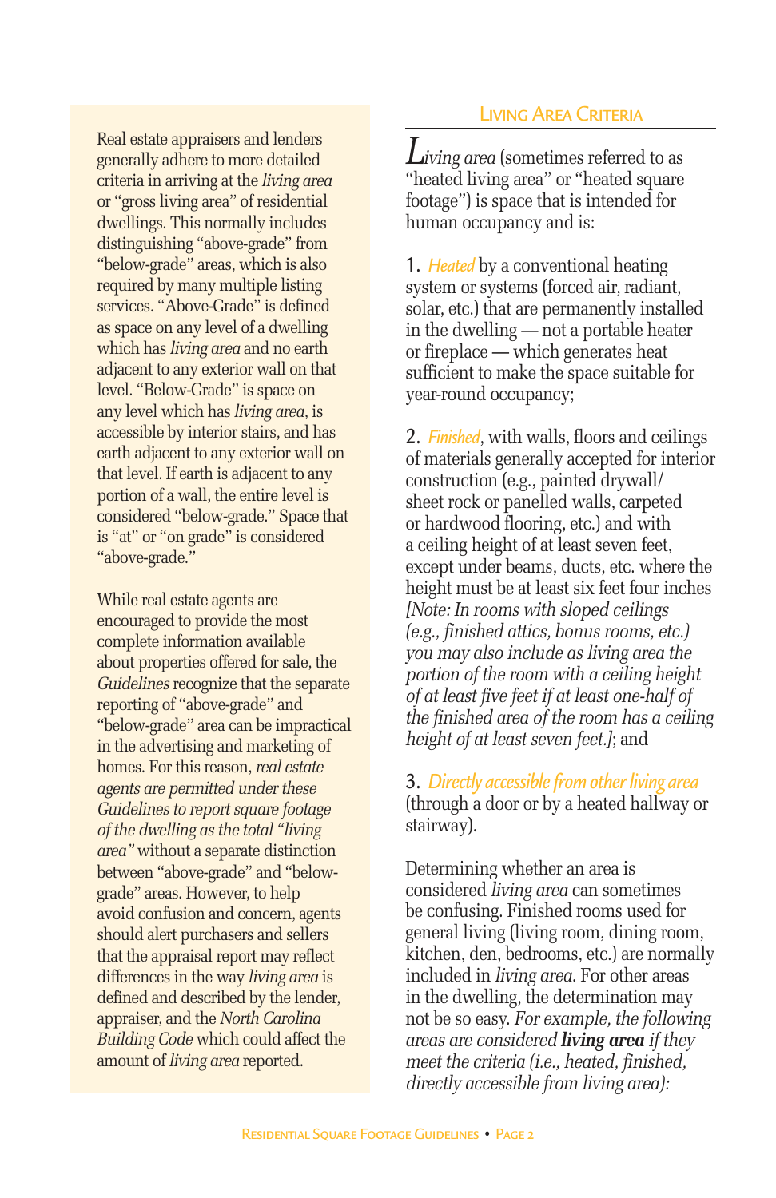Real estate appraisers and lenders generally adhere to more detailed criteria in arriving at the *living area* or "gross living area" of residential dwellings. This normally includes distinguishing "above-grade" from "below-grade" areas, which is also required by many multiple listing services. "Above-Grade" is defined as space on any level of a dwelling which has *living area* and no earth adjacent to any exterior wall on that level. "Below-Grade" is space on any level which has *living area*, is accessible by interior stairs, and has earth adjacent to any exterior wall on that level. If earth is adjacent to any portion of a wall, the entire level is considered "below-grade." Space that is "at" or "on grade" is considered "above-grade."

While real estate agents are encouraged to provide the most complete information available about properties offered for sale, the *Guidelines* recognize that the separate reporting of "above-grade" and "below-grade" area can be impractical in the advertising and marketing of homes. For this reason, *real estate agents are permitted under these Guidelines to report square footage of the dwelling as the total "living area"* without a separate distinction between "above-grade" and "below-grade" areas. However, to help avoid confusion and concern, agents should alert purchasers and sellers that the appraisal report may reflect differences in the way *living area* is defined and described by the lender, appraiser, and the *North Carolina Building Code* which could affect the amount of *living area* reported.

## Living Area Criteria

*Living area* (sometimes referred to as "heated living area" or "heated square footage") is space that is intended for human occupancy and is:

1. *Heated* by a conventional heating system or systems (forced air, radiant, solar, etc.) that are permanently installed in the dwelling — not a portable heater or fireplace — which generates heat sufficient to make the space suitable for year-round occupancy;

2. *Finished*, with walls, floors and ceilings of materials generally accepted for interior construction (e.g., painted drywall/sheet rock or panelled walls, carpeted or hardwood flooring, etc.) and with a ceiling height of at least seven feet, except under beams, ducts, etc. where the height must be at least six feet four inches *[Note: In rooms with sloped ceilings (e.g., finished attics, bonus rooms, etc.) you may also include as living area the portion of the room with a ceiling height of at least five feet if at least one-half of the finished area of the room has a ceiling height of at least seven feet.]*; and

3. *Directly accessible from other living area* (through a door or by a heated hallway or stairway).

Determining whether an area is considered *living area* can sometimes be confusing. Finished rooms used for general living (living room, dining room, kitchen, den, bedrooms, etc.) are normally included in *living area*. For other areas in the dwelling, the determination may not be so easy. *For example, the following areas are considered* ***living area*** *if they meet the criteria (i.e., heated, finished, directly accessible from living area):*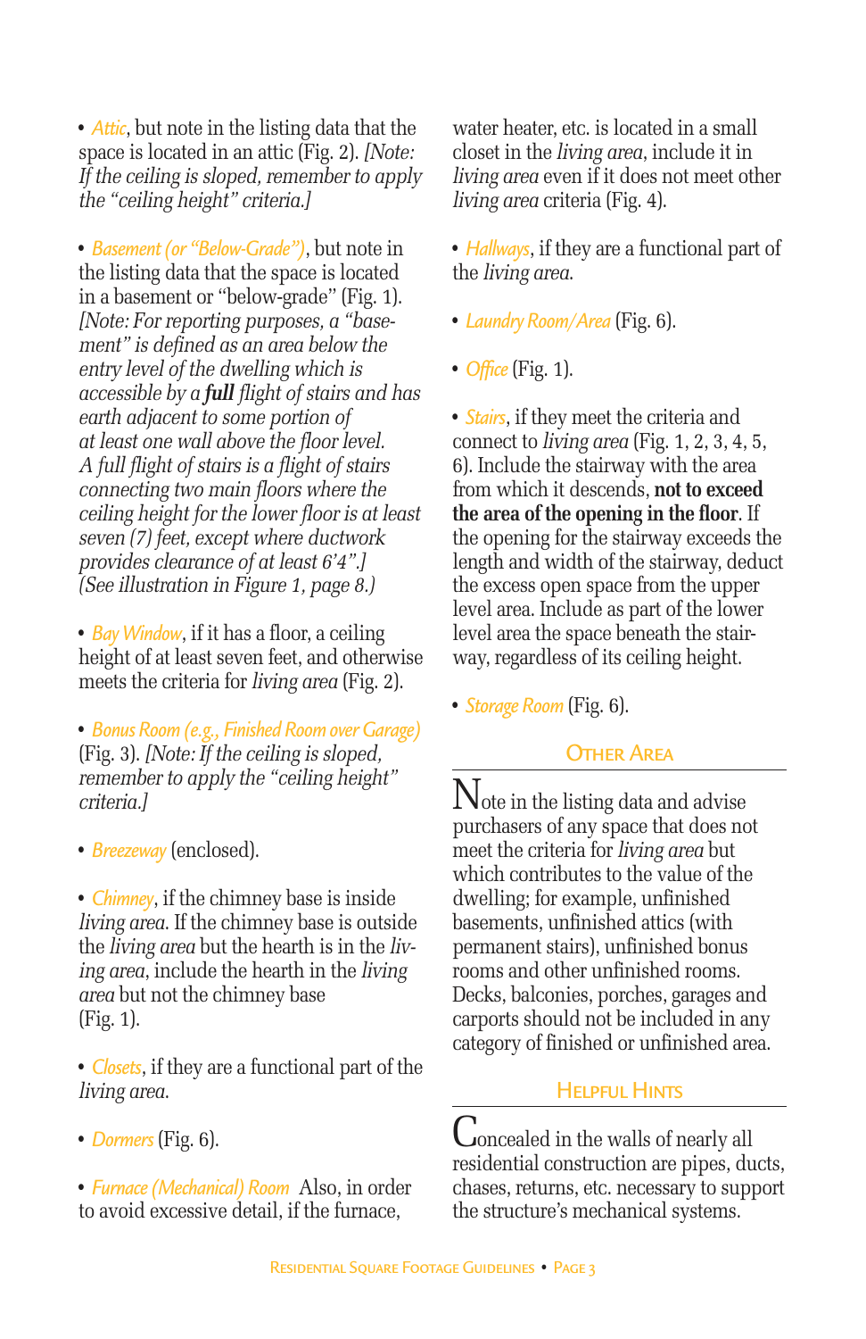- *Attic*, but note in the listing data that the space is located in an attic (Fig. 2). *[Note: If the ceiling is sloped, remember to apply the "ceiling height" criteria.]*

- *Basement (or "Below-Grade")*, but note in the listing data that the space is located in a basement or "below-grade" (Fig. 1). *[Note: For reporting purposes, a "basement" is defined as an area below the entry level of the dwelling which is accessible by a* ***full*** *flight of stairs and has earth adjacent to some portion of at least one wall above the floor level. A full flight of stairs is a flight of stairs connecting two main floors where the ceiling height for the lower floor is at least seven (7) feet, except where ductwork provides clearance of at least 6'4".] (See illustration in Figure 1, page 8.)*

- *Bay Window*, if it has a floor, a ceiling height of at least seven feet, and otherwise meets the criteria for *living area* (Fig. 2).

- *Bonus Room (e.g., Finished Room over Garage)* (Fig. 3). *[Note: If the ceiling is sloped, remember to apply the "ceiling height" criteria.]*

- *Breezeway* (enclosed).

- *Chimney*, if the chimney base is inside *living area*. If the chimney base is outside the *living area* but the hearth is in the *living area*, include the hearth in the *living area* but not the chimney base (Fig. 1).

- *Closets*, if they are a functional part of the *living area*.

- *Dormers* (Fig. 6).

- *Furnace (Mechanical) Room* Also, in order to avoid excessive detail, if the furnace, water heater, etc. is located in a small closet in the *living area*, include it in *living area* even if it does not meet other *living area* criteria (Fig. 4).

- *Hallways*, if they are a functional part of the *living area*.

- *Laundry Room/Area* (Fig. 6).

- *Office* (Fig. 1).

- *Stairs*, if they meet the criteria and connect to *living area* (Fig. 1, 2, 3, 4, 5, 6). Include the stairway with the area from which it descends, **not to exceed the area of the opening in the floor**. If the opening for the stairway exceeds the length and width of the stairway, deduct the excess open space from the upper level area. Include as part of the lower level area the space beneath the stairway, regardless of its ceiling height.

- *Storage Room* (Fig. 6).

## Other Area

Note in the listing data and advise purchasers of any space that does not meet the criteria for *living area* but which contributes to the value of the dwelling; for example, unfinished basements, unfinished attics (with permanent stairs), unfinished bonus rooms and other unfinished rooms. Decks, balconies, porches, garages and carports should not be included in any category of finished or unfinished area.

## Helpful Hints

Concealed in the walls of nearly all residential construction are pipes, ducts, chases, returns, etc. necessary to support the structure's mechanical systems.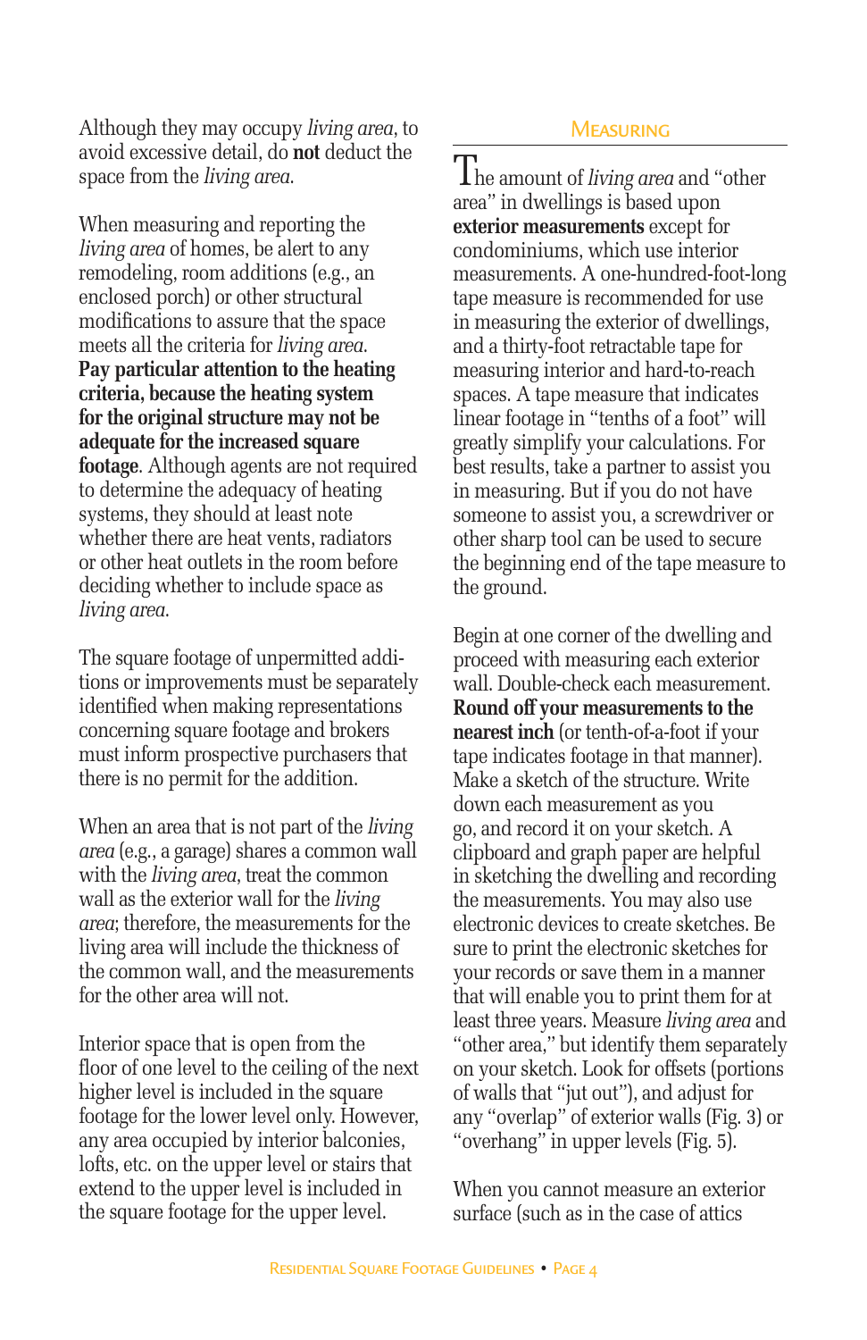Although they may occupy *living area*, to avoid excessive detail, do **not** deduct the space from the *living area*.

When measuring and reporting the *living area* of homes, be alert to any remodeling, room additions (e.g., an enclosed porch) or other structural modifications to assure that the space meets all the criteria for *living area*. **Pay particular attention to the heating criteria, because the heating system for the original structure may not be adequate for the increased square footage**. Although agents are not required to determine the adequacy of heating systems, they should at least note whether there are heat vents, radiators or other heat outlets in the room before deciding whether to include space as *living area*.

The square footage of unpermitted additions or improvements must be separately identified when making representations concerning square footage and brokers must inform prospective purchasers that there is no permit for the addition.

When an area that is not part of the *living area* (e.g., a garage) shares a common wall with the *living area*, treat the common wall as the exterior wall for the *living area*; therefore, the measurements for the living area will include the thickness of the common wall, and the measurements for the other area will not.

Interior space that is open from the floor of one level to the ceiling of the next higher level is included in the square footage for the lower level only. However, any area occupied by interior balconies, lofts, etc. on the upper level or stairs that extend to the upper level is included in the square footage for the upper level.

## Measuring

The amount of *living area* and "other area" in dwellings is based upon **exterior measurements** except for condominiums, which use interior measurements. A one-hundred-foot-long tape measure is recommended for use in measuring the exterior of dwellings, and a thirty-foot retractable tape for measuring interior and hard-to-reach spaces. A tape measure that indicates linear footage in "tenths of a foot" will greatly simplify your calculations. For best results, take a partner to assist you in measuring. But if you do not have someone to assist you, a screwdriver or other sharp tool can be used to secure the beginning end of the tape measure to the ground.

Begin at one corner of the dwelling and proceed with measuring each exterior wall. Double-check each measurement. **Round off your measurements to the nearest inch** (or tenth-of-a-foot if your tape indicates footage in that manner). Make a sketch of the structure. Write down each measurement as you go, and record it on your sketch. A clipboard and graph paper are helpful in sketching the dwelling and recording the measurements. You may also use electronic devices to create sketches. Be sure to print the electronic sketches for your records or save them in a manner that will enable you to print them for at least three years. Measure *living area* and "other area," but identify them separately on your sketch. Look for offsets (portions of walls that "jut out"), and adjust for any "overlap" of exterior walls (Fig. 3) or "overhang" in upper levels (Fig. 5).

When you cannot measure an exterior surface (such as in the case of attics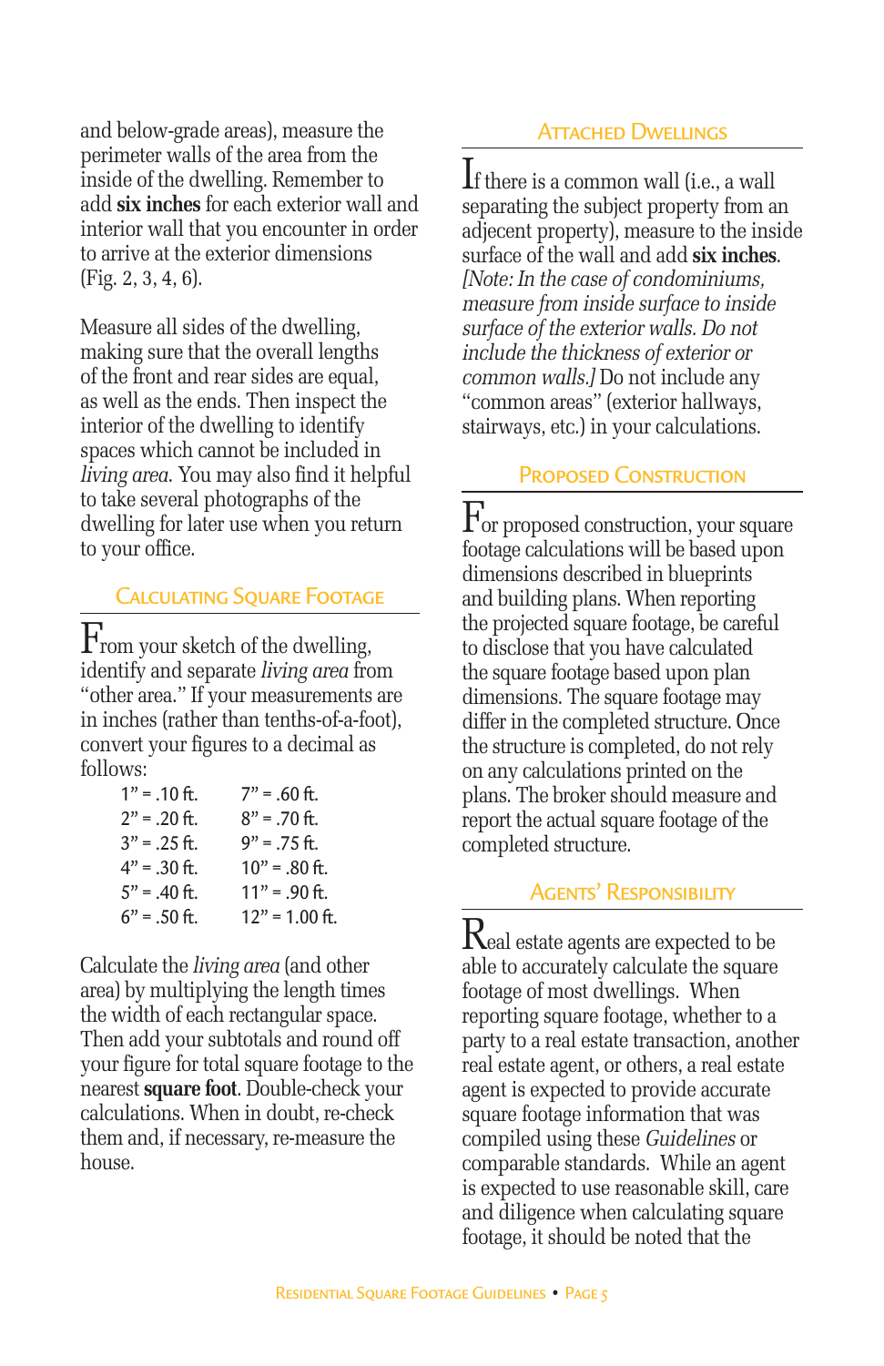and below-grade areas), measure the perimeter walls of the area from the inside of the dwelling. Remember to add **six inches** for each exterior wall and interior wall that you encounter in order to arrive at the exterior dimensions (Fig. 2, 3, 4, 6).

Measure all sides of the dwelling, making sure that the overall lengths of the front and rear sides are equal, as well as the ends. Then inspect the interior of the dwelling to identify spaces which cannot be included in *living area*. You may also find it helpful to take several photographs of the dwelling for later use when you return to your office.

## Calculating Square Footage

From your sketch of the dwelling, identify and separate *living area* from "other area." If your measurements are in inches (rather than tenths-of-a-foot), convert your figures to a decimal as follows:

| | |
|---|---|
| 1" = .10 ft. | 7" = .60 ft. |
| 2" = .20 ft. | 8" = .70 ft. |
| 3" = .25 ft. | 9" = .75 ft. |
| 4" = .30 ft. | 10" = .80 ft. |
| 5" = .40 ft. | 11" = .90 ft. |
| 6" = .50 ft. | 12" = 1.00 ft. |

Calculate the *living area* (and other area) by multiplying the length times the width of each rectangular space. Then add your subtotals and round off your figure for total square footage to the nearest **square foot**. Double-check your calculations. When in doubt, re-check them and, if necessary, re-measure the house.

## Attached Dwellings

If there is a common wall (i.e., a wall separating the subject property from an adjecent property), measure to the inside surface of the wall and add **six inches**. *[Note: In the case of condominiums, measure from inside surface to inside surface of the exterior walls. Do not include the thickness of exterior or common walls.]* Do not include any "common areas" (exterior hallways, stairways, etc.) in your calculations.

## Proposed Construction

For proposed construction, your square footage calculations will be based upon dimensions described in blueprints and building plans. When reporting the projected square footage, be careful to disclose that you have calculated the square footage based upon plan dimensions. The square footage may differ in the completed structure. Once the structure is completed, do not rely on any calculations printed on the plans. The broker should measure and report the actual square footage of the completed structure.

## Agents' Responsibility

Real estate agents are expected to be able to accurately calculate the square footage of most dwellings. When reporting square footage, whether to a party to a real estate transaction, another real estate agent, or others, a real estate agent is expected to provide accurate square footage information that was compiled using these *Guidelines* or comparable standards. While an agent is expected to use reasonable skill, care and diligence when calculating square footage, it should be noted that the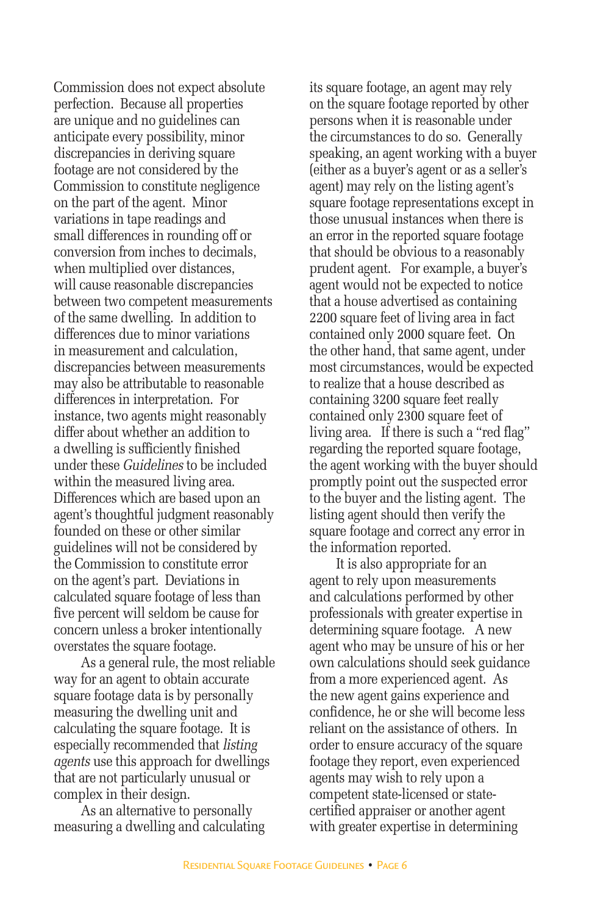Commission does not expect absolute perfection. Because all properties are unique and no guidelines can anticipate every possibility, minor discrepancies in deriving square footage are not considered by the Commission to constitute negligence on the part of the agent. Minor variations in tape readings and small differences in rounding off or conversion from inches to decimals, when multiplied over distances, will cause reasonable discrepancies between two competent measurements of the same dwelling. In addition to differences due to minor variations in measurement and calculation, discrepancies between measurements may also be attributable to reasonable differences in interpretation. For instance, two agents might reasonably differ about whether an addition to a dwelling is sufficiently finished under these *Guidelines* to be included within the measured living area. Differences which are based upon an agent's thoughtful judgment reasonably founded on these or other similar guidelines will not be considered by the Commission to constitute error on the agent's part. Deviations in calculated square footage of less than five percent will seldom be cause for concern unless a broker intentionally overstates the square footage.

As a general rule, the most reliable way for an agent to obtain accurate square footage data is by personally measuring the dwelling unit and calculating the square footage. It is especially recommended that *listing agents* use this approach for dwellings that are not particularly unusual or complex in their design.

As an alternative to personally measuring a dwelling and calculating its square footage, an agent may rely on the square footage reported by other persons when it is reasonable under the circumstances to do so. Generally speaking, an agent working with a buyer (either as a buyer's agent or as a seller's agent) may rely on the listing agent's square footage representations except in those unusual instances when there is an error in the reported square footage that should be obvious to a reasonably prudent agent. For example, a buyer's agent would not be expected to notice that a house advertised as containing 2200 square feet of living area in fact contained only 2000 square feet. On the other hand, that same agent, under most circumstances, would be expected to realize that a house described as containing 3200 square feet really contained only 2300 square feet of living area. If there is such a "red flag" regarding the reported square footage, the agent working with the buyer should promptly point out the suspected error to the buyer and the listing agent. The listing agent should then verify the square footage and correct any error in the information reported.

It is also appropriate for an agent to rely upon measurements and calculations performed by other professionals with greater expertise in determining square footage. A new agent who may be unsure of his or her own calculations should seek guidance from a more experienced agent. As the new agent gains experience and confidence, he or she will become less reliant on the assistance of others. In order to ensure accuracy of the square footage they report, even experienced agents may wish to rely upon a competent state-licensed or state-certified appraiser or another agent with greater expertise in determining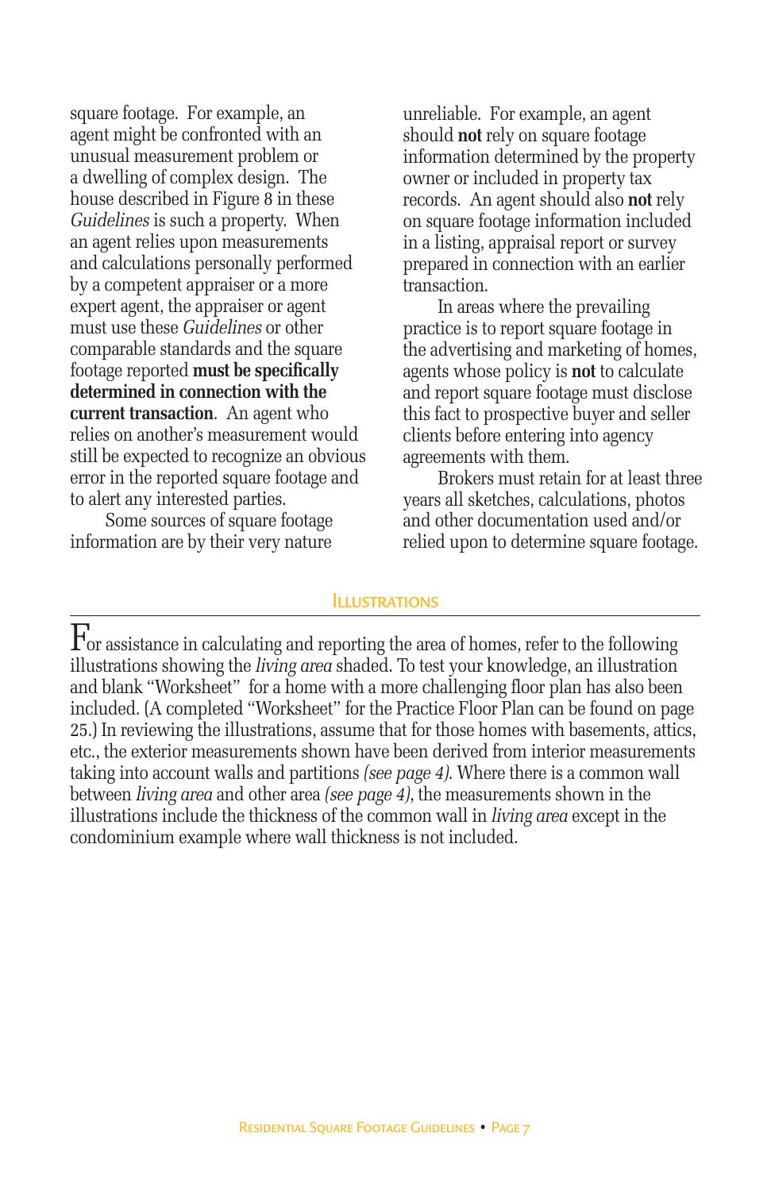square footage. For example, an agent might be confronted with an unusual measurement problem or a dwelling of complex design. The house described in Figure 8 in these *Guidelines* is such a property. When an agent relies upon measurements and calculations personally performed by a competent appraiser or a more expert agent, the appraiser or agent must use these *Guidelines* or other comparable standards and the square footage reported **must be specifically determined in connection with the current transaction**. An agent who relies on another's measurement would still be expected to recognize an obvious error in the reported square footage and to alert any interested parties.

Some sources of square footage information are by their very nature unreliable. For example, an agent should **not** rely on square footage information determined by the property owner or included in property tax records. An agent should also **not** rely on square footage information included in a listing, appraisal report or survey prepared in connection with an earlier transaction.

In areas where the prevailing practice is to report square footage in the advertising and marketing of homes, agents whose policy is **not** to calculate and report square footage must disclose this fact to prospective buyer and seller clients before entering into agency agreements with them.

Brokers must retain for at least three years all sketches, calculations, photos and other documentation used and/or relied upon to determine square footage.

## Illustrations

For assistance in calculating and reporting the area of homes, refer to the following illustrations showing the *living area* shaded. To test your knowledge, an illustration and blank "Worksheet" for a home with a more challenging floor plan has also been included. (A completed "Worksheet" for the Practice Floor Plan can be found on page 25.) In reviewing the illustrations, assume that for those homes with basements, attics, etc., the exterior measurements shown have been derived from interior measurements taking into account walls and partitions *(see page 4)*. Where there is a common wall between *living area* and other area *(see page 4)*, the measurements shown in the illustrations include the thickness of the common wall in *living area* except in the condominium example where wall thickness is not included.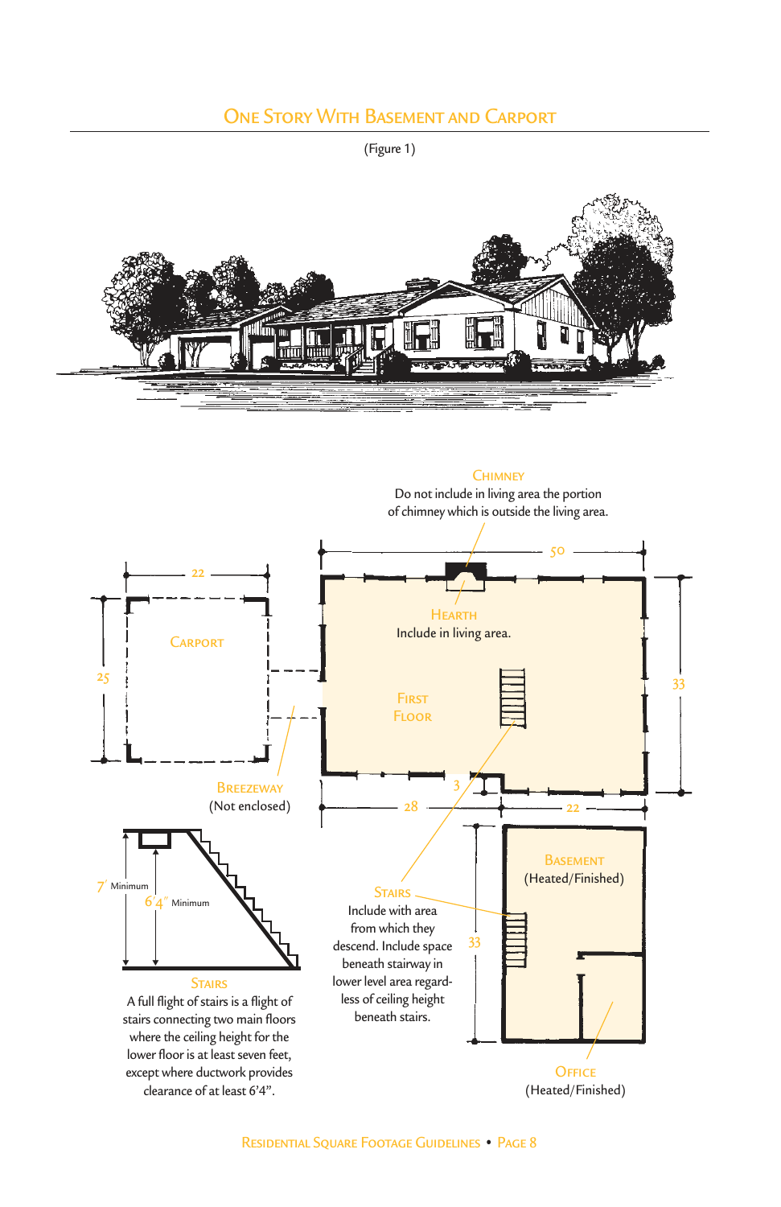## One Story With Basement and Carport

(Figure 1)

**Chimney**
Do not include in living area the portion of chimney which is outside the living area.

50

22

**Carport**

25

**Hearth**
Include in living area.

33

**First Floor**

**Breezeway**
(Not enclosed)

3

28

22

**Basement**
(Heated/Finished)

7′ Minimum

6′4″ Minimum

**Stairs**
Include with area from which they descend. Include space beneath stairway in lower level area regardless of ceiling height beneath stairs.

33

**Stairs**
A full flight of stairs is a flight of stairs connecting two main floors where the ceiling height for the lower floor is at least seven feet, except where ductwork provides clearance of at least 6′4″.

**Office**
(Heated/Finished)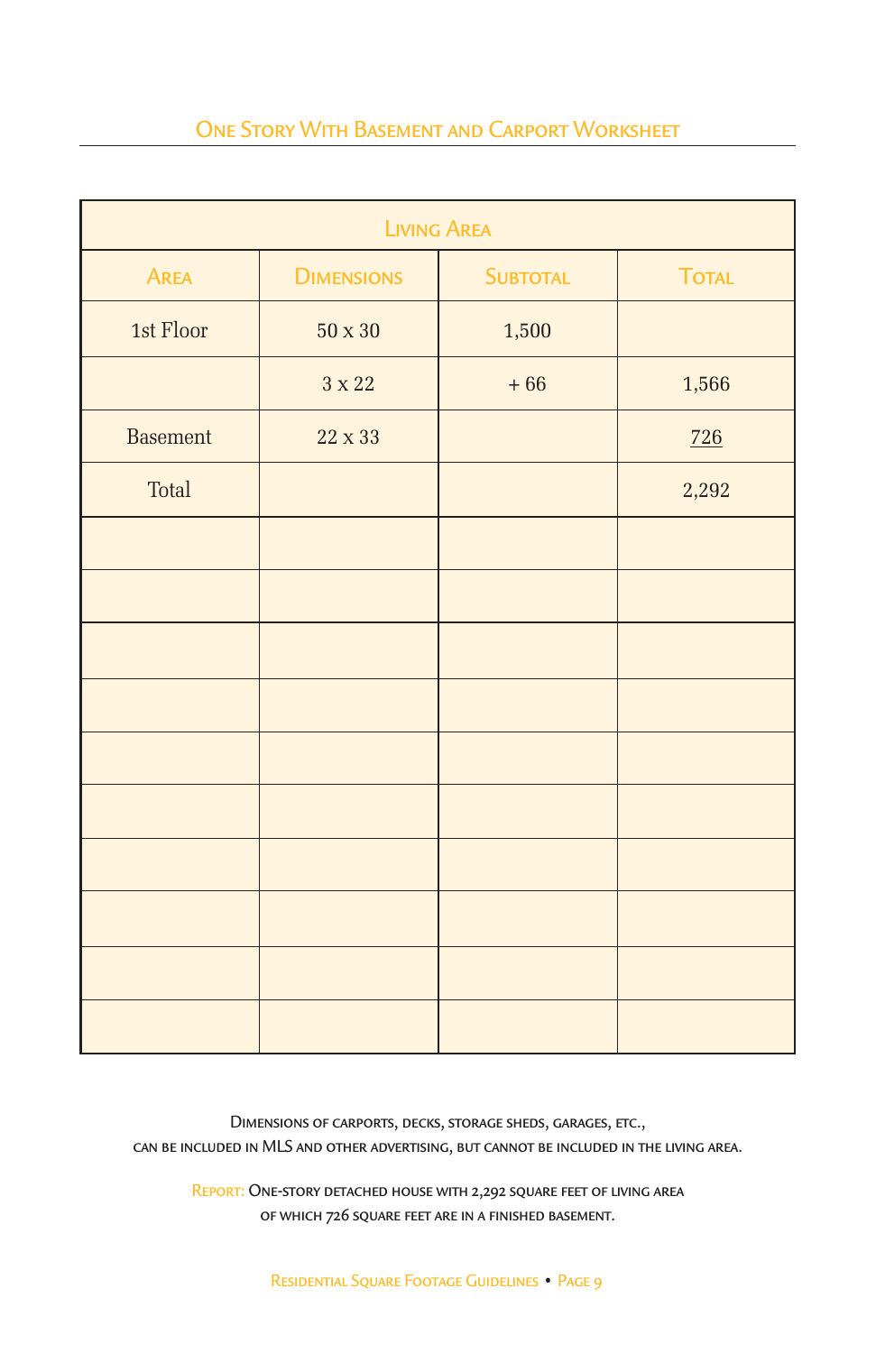## One Story With Basement and Carport Worksheet

| Living Area | | | |
|---|---|---|---|
| **Area** | **Dimensions** | **Subtotal** | **Total** |
| 1st Floor | 50 x 30 | 1,500 | |
| | 3 x 22 | + 66 | 1,566 |
| Basement | 22 x 33 | | 726 |
| Total | | | 2,292 |
| | | | |
| | | | |
| | | | |
| | | | |
| | | | |
| | | | |
| | | | |
| | | | |
| | | | |
| | | | |

Dimensions of carports, decks, storage sheds, garages, etc., can be included in MLS and other advertising, but cannot be included in the living area.

Report: One-story detached house with 2,292 square feet of living area of which 726 square feet are in a finished basement.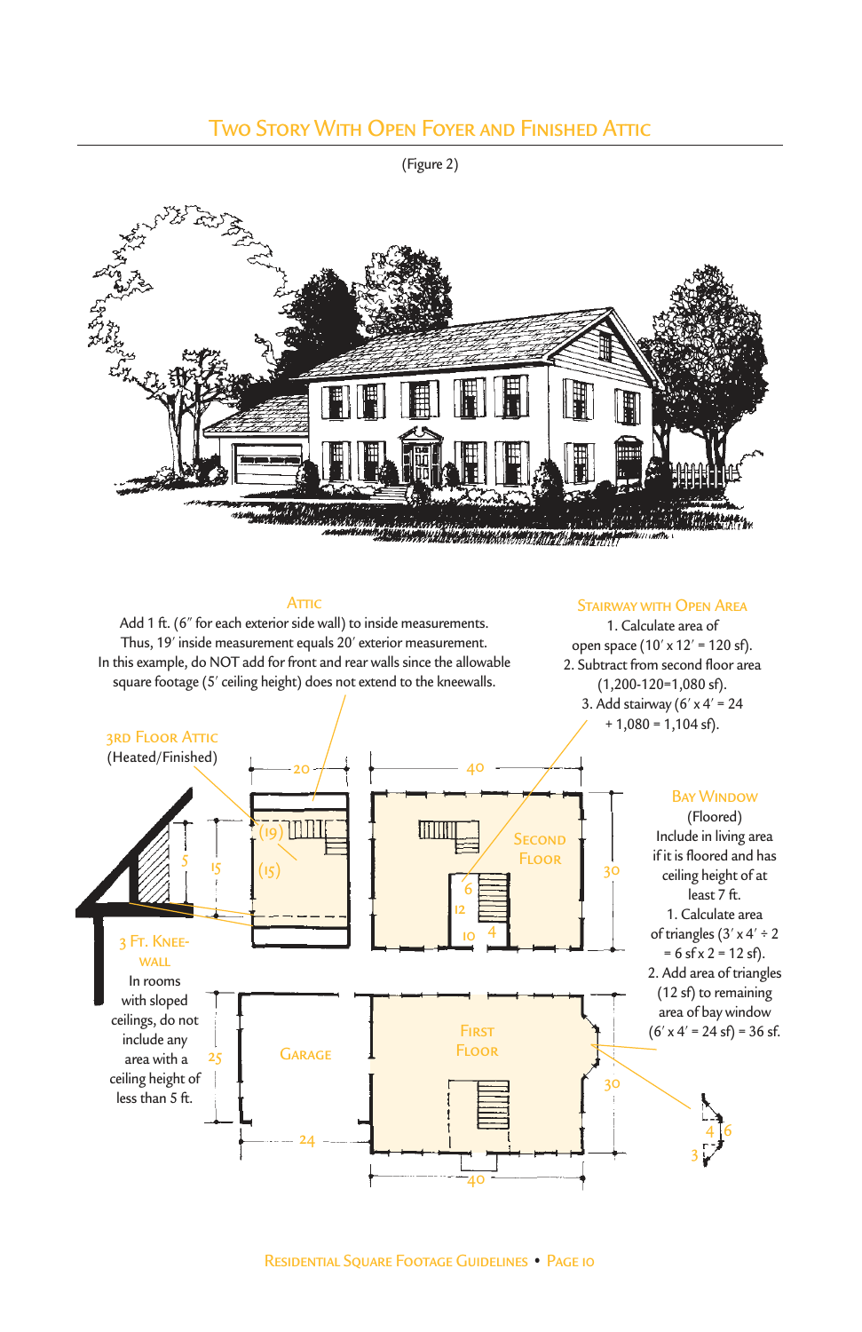## Two Story With Open Foyer and Finished Attic

(Figure 2)

### Attic

Add 1 ft. (6″ for each exterior side wall) to inside measurements. Thus, 19′ inside measurement equals 20′ exterior measurement. In this example, do NOT add for front and rear walls since the allowable square footage (5′ ceiling height) does not extend to the kneewalls.

### Stairway with Open Area

1. Calculate area of open space (10′ x 12′ = 120 sf).
2. Subtract from second floor area (1,200-120=1,080 sf).
3. Add stairway (6′ x 4′ = 24 + 1,080 = 1,104 sf).

### 3rd Floor Attic

(Heated/Finished)

### Bay Window

(Floored)

Include in living area if it is floored and has ceiling height of at least 7 ft.

1. Calculate area of triangles (3′ x 4′ ÷ 2 = 6 sf x 2 = 12 sf).
2. Add area of triangles (12 sf) to remaining area of bay window (6′ x 4′ = 24 sf) = 36 sf.

### 3 Ft. Knee-wall

In rooms with sloped ceilings, do not include any area with a ceiling height of less than 5 ft.

Second Floor

First Floor

Garage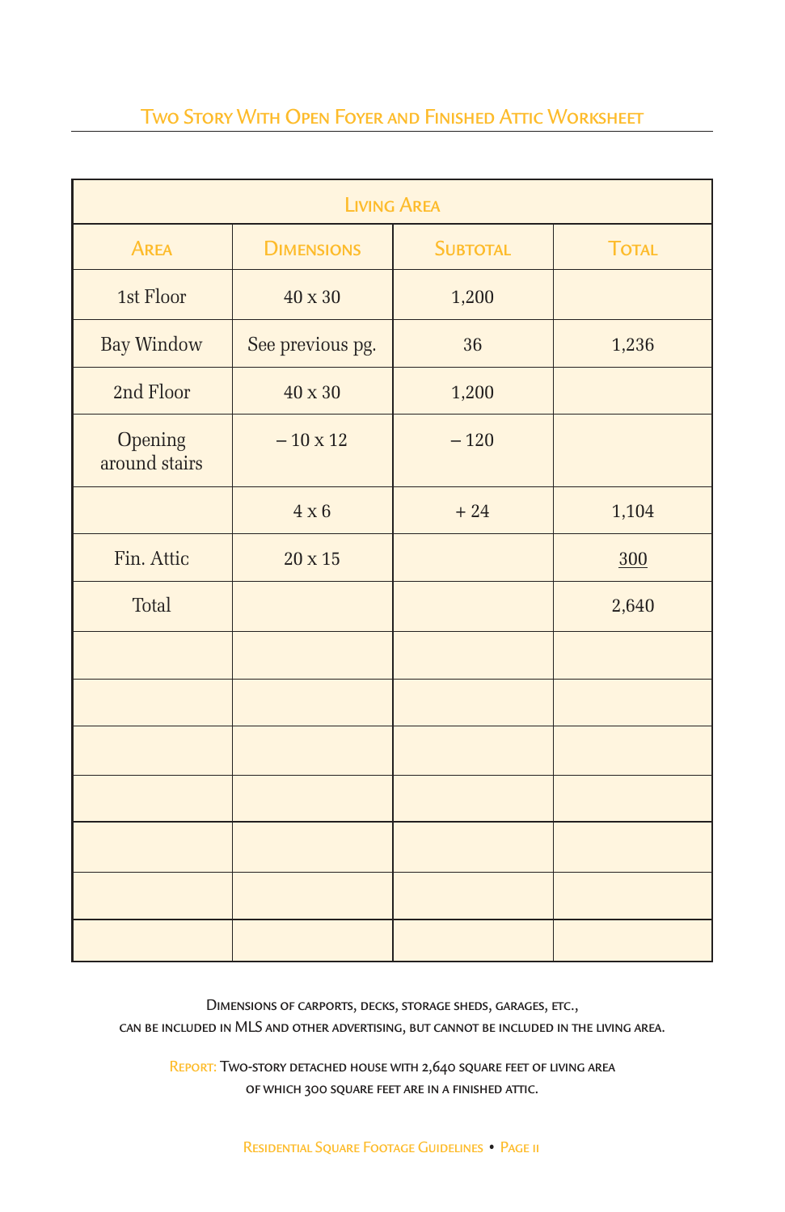## Two Story With Open Foyer and Finished Attic Worksheet

| Living Area | | | |
|---|---|---|---|
| Area | Dimensions | Subtotal | Total |
| 1st Floor | 40 x 30 | 1,200 | |
| Bay Window | See previous pg. | 36 | 1,236 |
| 2nd Floor | 40 x 30 | 1,200 | |
| Opening around stairs | – 10 x 12 | – 120 | |
| | 4 x 6 | + 24 | 1,104 |
| Fin. Attic | 20 x 15 | | 300 |
| Total | | | 2,640 |
| | | | |
| | | | |
| | | | |
| | | | |
| | | | |
| | | | |
| | | | |

Dimensions of carports, decks, storage sheds, garages, etc., can be included in MLS and other advertising, but cannot be included in the living area.

Report: Two-story detached house with 2,640 square feet of living area of which 300 square feet are in a finished attic.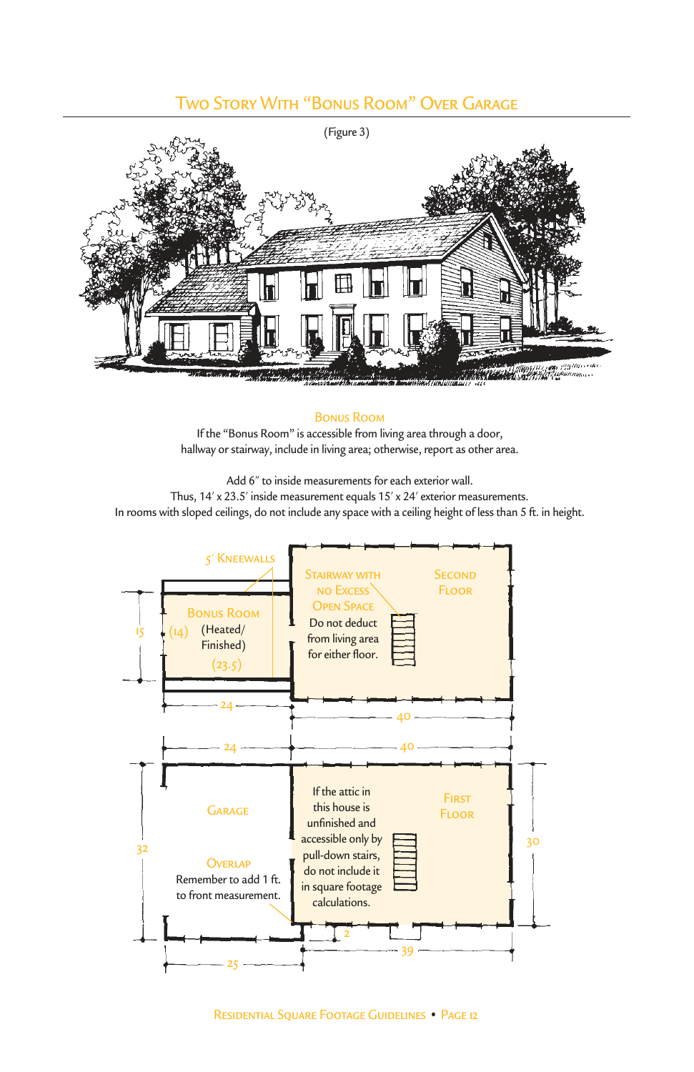## Two Story With "Bonus Room" Over Garage

(Figure 3)

### Bonus Room

If the "Bonus Room" is accessible from living area through a door, hallway or stairway, include in living area; otherwise, report as other area.

Add 6″ to inside measurements for each exterior wall.
Thus, 14′ x 23.5′ inside measurement equals 15′ x 24′ exterior measurements.
In rooms with sloped ceilings, do not include any space with a ceiling height of less than 5 ft. in height.

5′ Kneewalls

Bonus Room (Heated/ Finished)

15 (14) (23.5) 24

Stairway with no Excess Open Space — Do not deduct from living area for either floor.

Second Floor

40

24 40

Garage

Overlap — Remember to add 1 ft. to front measurement.

32 25

If the attic in this house is unfinished and accessible only by pull-down stairs, do not include it in square footage calculations.

First Floor

30 2 39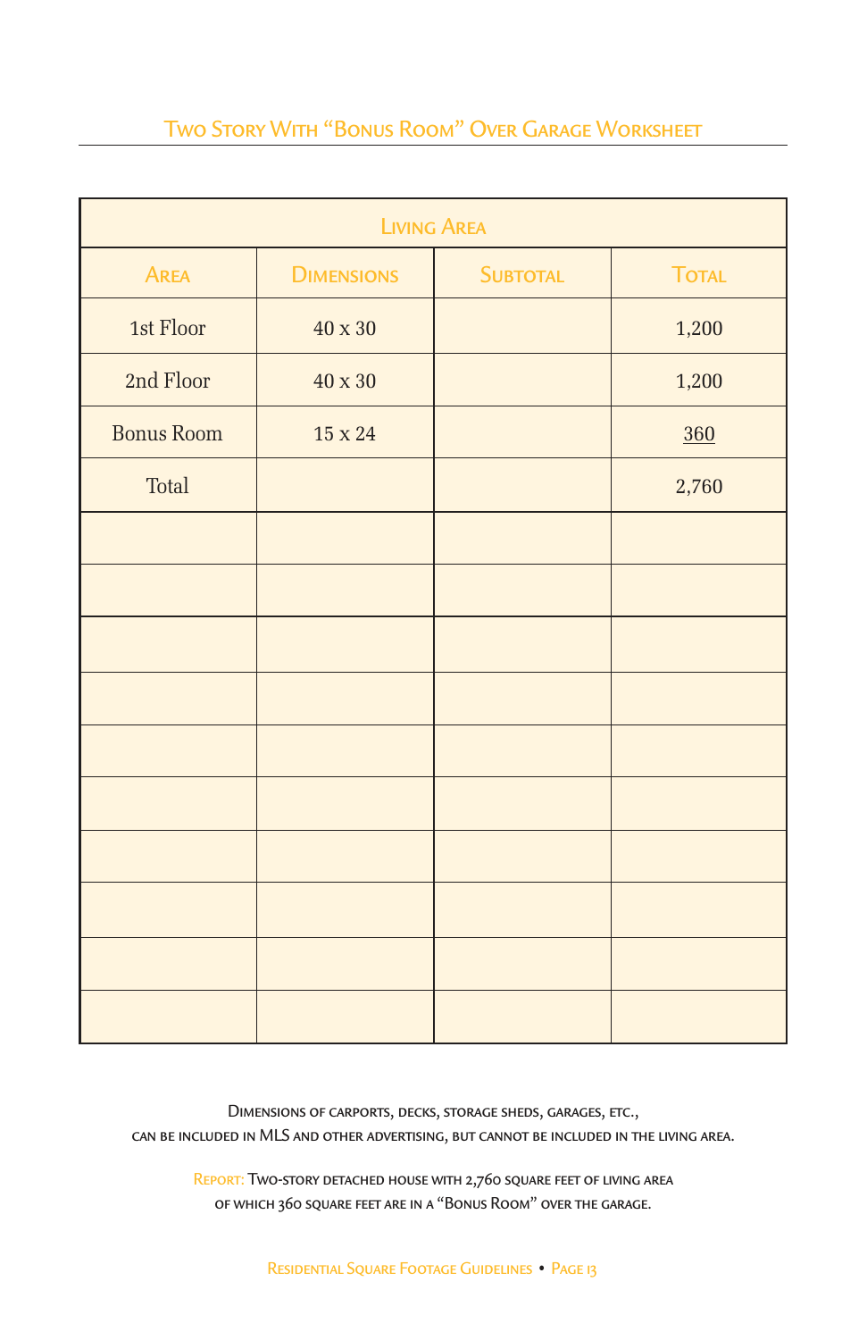## Two Story With "Bonus Room" Over Garage Worksheet

| Living Area | | | |
|---|---|---|---|
| **Area** | **Dimensions** | **Subtotal** | **Total** |
| 1st Floor | 40 x 30 | | 1,200 |
| 2nd Floor | 40 x 30 | | 1,200 |
| Bonus Room | 15 x 24 | | 360 |
| Total | | | 2,760 |
| | | | |
| | | | |
| | | | |
| | | | |
| | | | |
| | | | |
| | | | |
| | | | |
| | | | |
| | | | |

Dimensions of carports, decks, storage sheds, garages, etc., can be included in MLS and other advertising, but cannot be included in the living area.

Report: Two-story detached house with 2,760 square feet of living area of which 360 square feet are in a "Bonus Room" over the garage.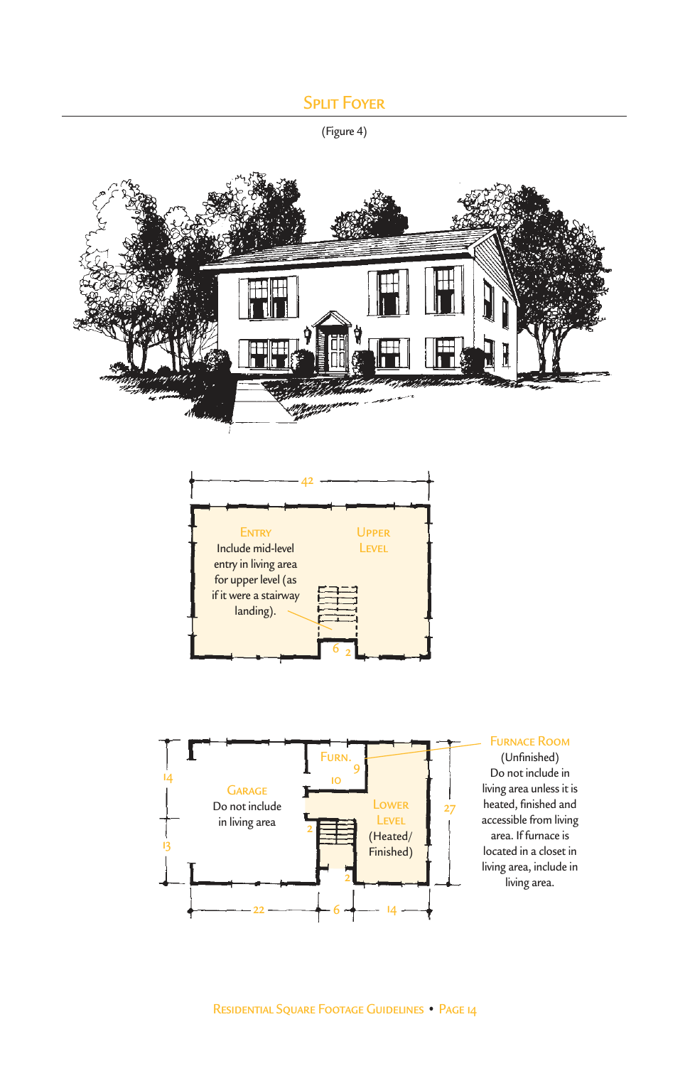## Split Foyer

(Figure 4)

Entry
Include mid-level entry in living area for upper level (as if it were a stairway landing).

Upper Level

42

6 2

Furn.

9

10

Garage
Do not include in living area

Lower Level
(Heated/ Finished)

14

13

27

2

2

22 6 14

**Furnace Room**
(Unfinished)
Do not include in living area unless it is heated, finished and accessible from living area. If furnace is located in a closet in living area, include in living area.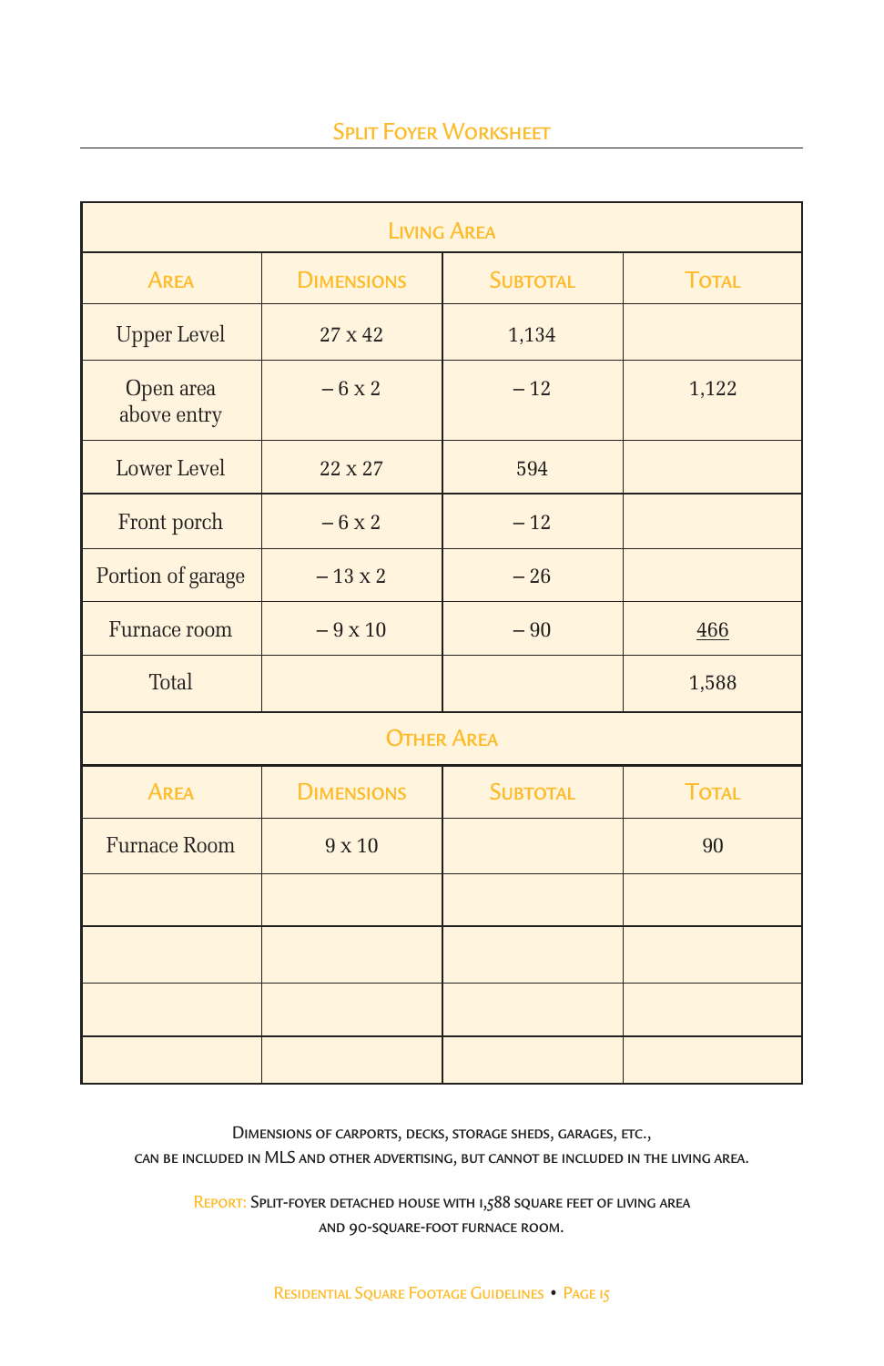## Split Foyer Worksheet

| Living Area | | | |
|---|---|---|---|
| **Area** | **Dimensions** | **Subtotal** | **Total** |
| Upper Level | 27 x 42 | 1,134 | |
| Open area above entry | – 6 x 2 | – 12 | 1,122 |
| Lower Level | 22 x 27 | 594 | |
| Front porch | – 6 x 2 | – 12 | |
| Portion of garage | – 13 x 2 | – 26 | |
| Furnace room | – 9 x 10 | – 90 | 466 |
| Total | | | 1,588 |

| Other Area | | | |
|---|---|---|---|
| **Area** | **Dimensions** | **Subtotal** | **Total** |
| Furnace Room | 9 x 10 | | 90 |
| | | | |
| | | | |
| | | | |
| | | | |

Dimensions of carports, decks, storage sheds, garages, etc., can be included in MLS and other advertising, but cannot be included in the living area.

Report: Split-foyer detached house with 1,588 square feet of living area and 90-square-foot furnace room.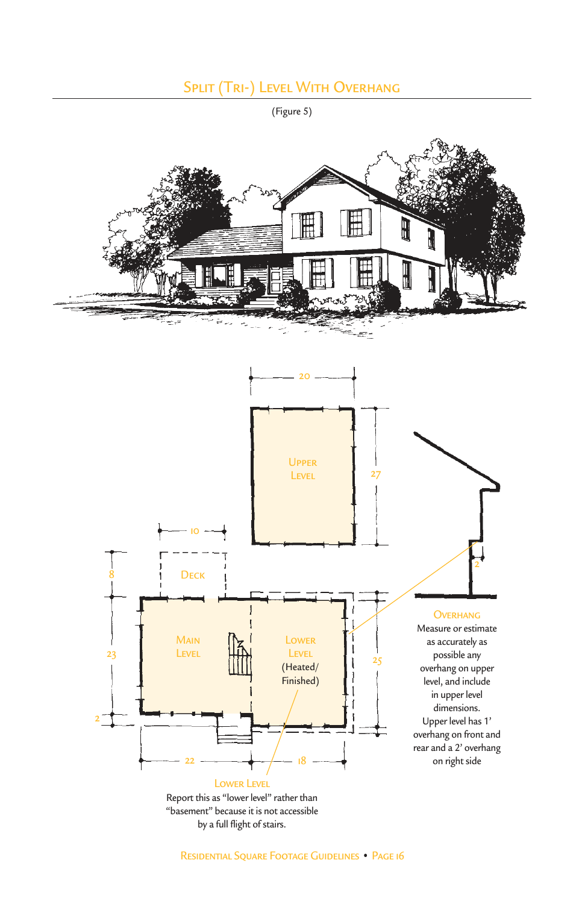## Split (Tri-) Level With Overhang

(Figure 5)

Upper Level

Deck

Main Level

Lower Level (Heated/ Finished)

**Overhang**

Measure or estimate as accurately as possible any overhang on upper level, and include in upper level dimensions. Upper level has 1' overhang on front and rear and a 2' overhang on right side

**Lower Level**

Report this as "lower level" rather than "basement" because it is not accessible by a full flight of stairs.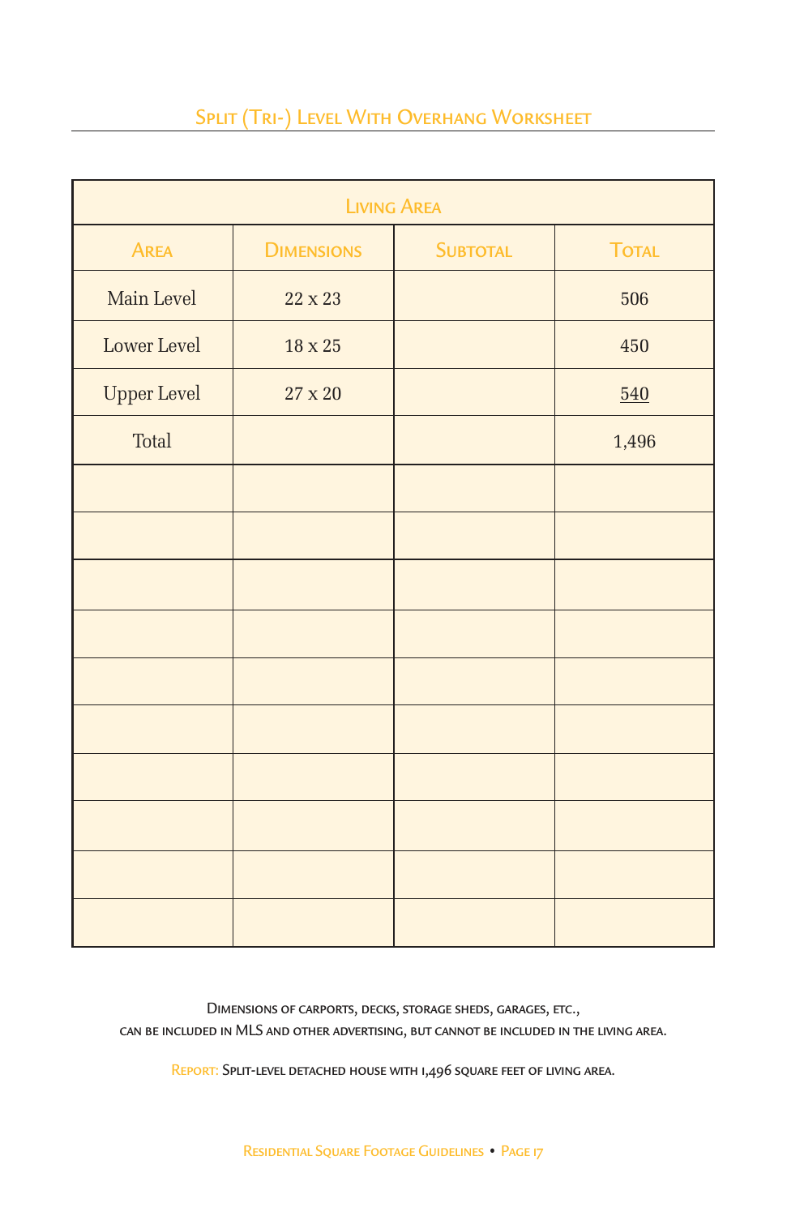## Split (Tri-) Level With Overhang Worksheet

| Living Area | | | |
|---|---|---|---|
| Area | Dimensions | Subtotal | Total |
| Main Level | 22 x 23 | | 506 |
| Lower Level | 18 x 25 | | 450 |
| Upper Level | 27 x 20 | | 540 |
| Total | | | 1,496 |
| | | | |
| | | | |
| | | | |
| | | | |
| | | | |
| | | | |
| | | | |
| | | | |
| | | | |
| | | | |

Dimensions of carports, decks, storage sheds, garages, etc., can be included in MLS and other advertising, but cannot be included in the living area.

Report: Split-level detached house with 1,496 square feet of living area.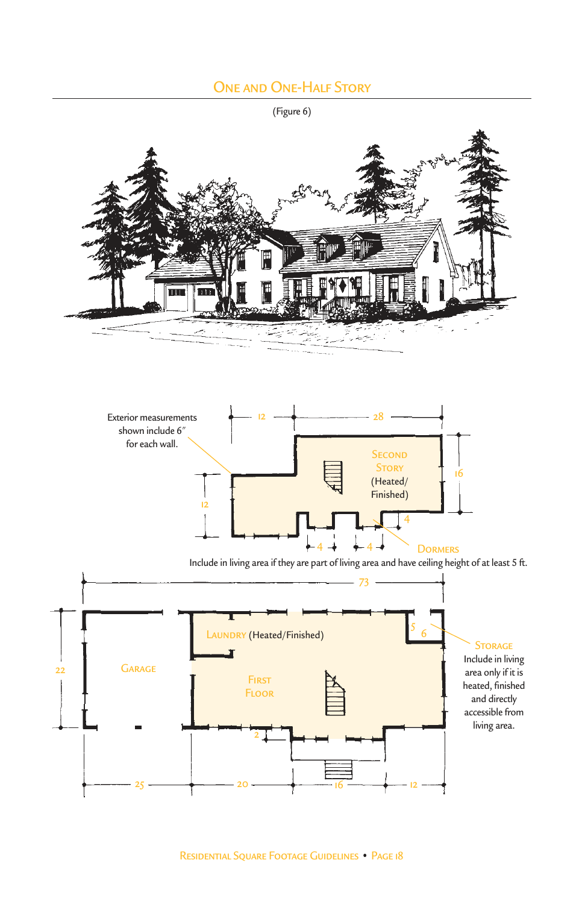## One and One-Half Story

(Figure 6)

Exterior measurements shown include 6″ for each wall.

Second Story (Heated/ Finished)

Dormers

Include in living area if they are part of living area and have ceiling height of at least 5 ft.

Laundry (Heated/Finished)

Garage

First Floor

Storage

Include in living area only if it is heated, finished and directly accessible from living area.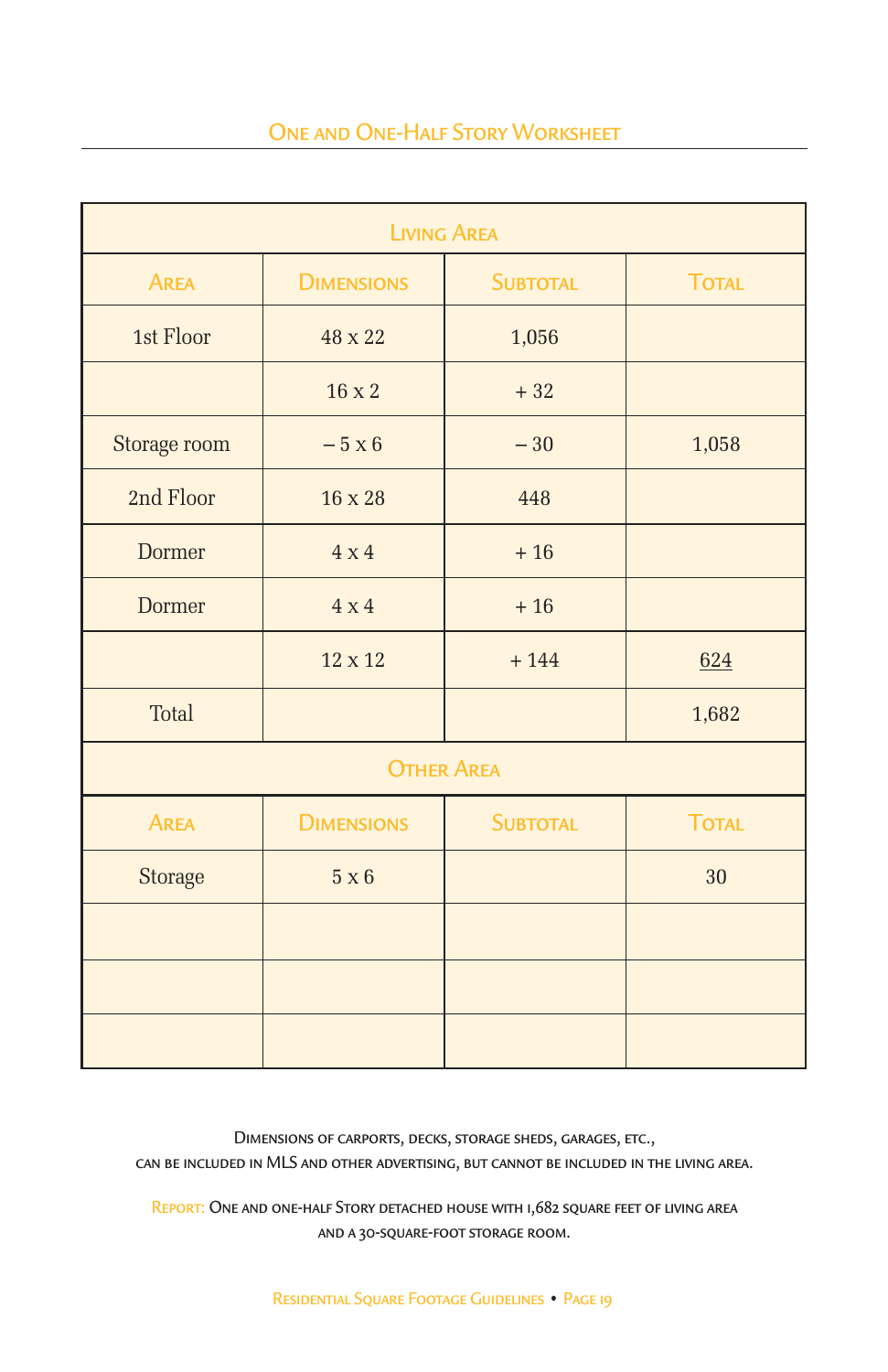## One and One-Half Story Worksheet

| Living Area | | | |
|---|---|---|---|
| **Area** | **Dimensions** | **Subtotal** | **Total** |
| 1st Floor | 48 x 22 | 1,056 | |
| | 16 x 2 | + 32 | |
| Storage room | – 5 x 6 | – 30 | 1,058 |
| 2nd Floor | 16 x 28 | 448 | |
| Dormer | 4 x 4 | + 16 | |
| Dormer | 4 x 4 | + 16 | |
| | 12 x 12 | + 144 | 624 |
| Total | | | 1,682 |

| Other Area | | | |
|---|---|---|---|
| **Area** | **Dimensions** | **Subtotal** | **Total** |
| Storage | 5 x 6 | | 30 |
| | | | |
| | | | |
| | | | |

Dimensions of carports, decks, storage sheds, garages, etc., can be included in MLS and other advertising, but cannot be included in the living area.

Report: One and one-half story detached house with 1,682 square feet of living area and a 30-square-foot storage room.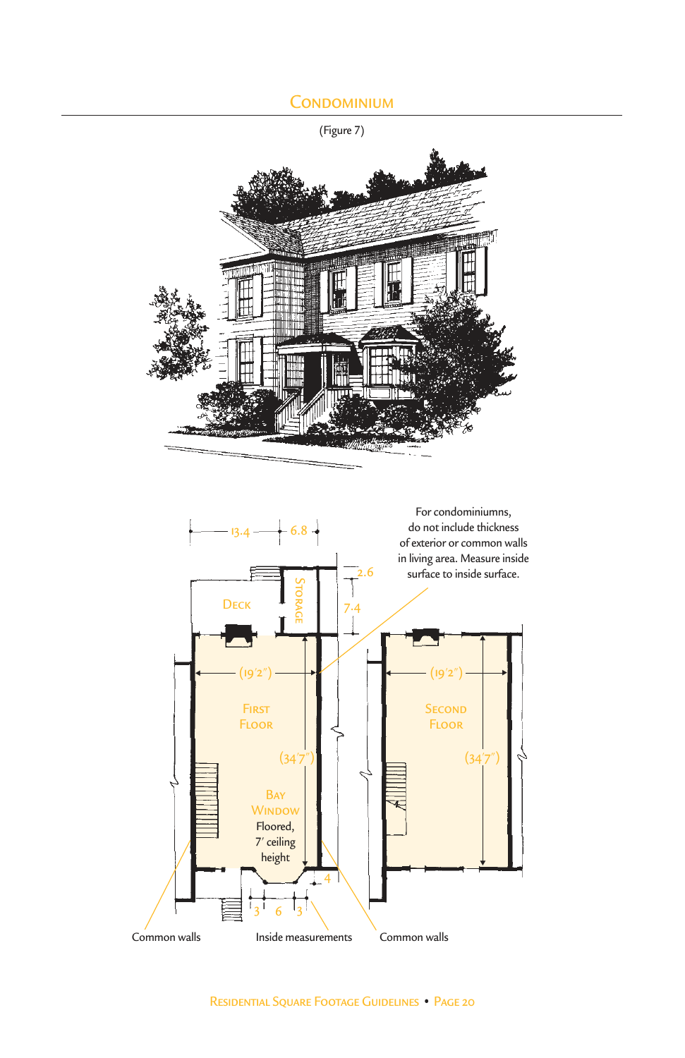## Condominium

(Figure 7)

For condominiumns, do not include thickness of exterior or common walls in living area. Measure inside surface to inside surface.

13.4 — 6.8

2.6

7.4

Deck

Storage

(19′2″)

First Floor

(34′7″)

Bay Window

Floored, 7′ ceiling height

4

3 6 3

(19′2″)

Second Floor

(34′7″)

Common walls

Inside measurements

Common walls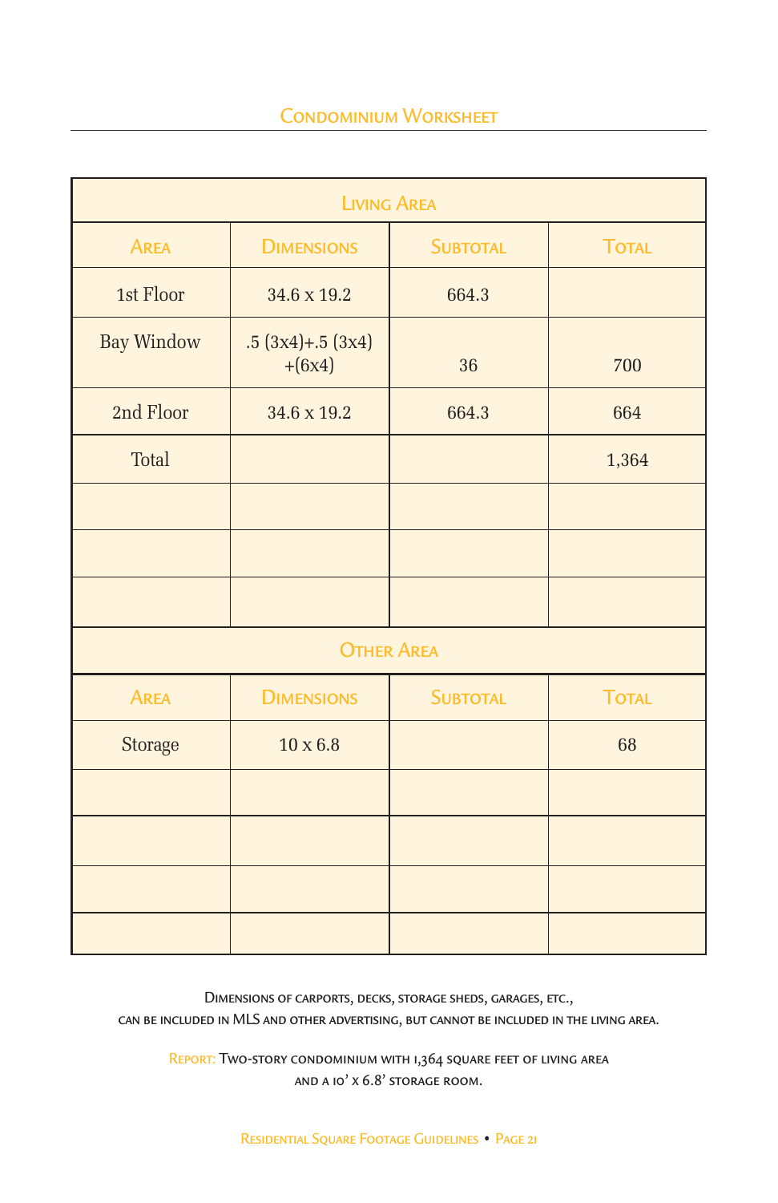## Condominium Worksheet

| Living Area | | | |
|---|---|---|---|
| **Area** | **Dimensions** | **Subtotal** | **Total** |
| 1st Floor | 34.6 x 19.2 | 664.3 | |
| Bay Window | .5 (3x4)+.5 (3x4) +(6x4) | 36 | 700 |
| 2nd Floor | 34.6 x 19.2 | 664.3 | 664 |
| Total | | | 1,364 |
| | | | |
| | | | |
| | | | |

| Other Area | | | |
|---|---|---|---|
| **Area** | **Dimensions** | **Subtotal** | **Total** |
| Storage | 10 x 6.8 | | 68 |
| | | | |
| | | | |
| | | | |
| | | | |

Dimensions of carports, decks, storage sheds, garages, etc., can be included in MLS and other advertising, but cannot be included in the living area.

Report: Two-story condominium with 1,364 square feet of living area and a 10' x 6.8' storage room.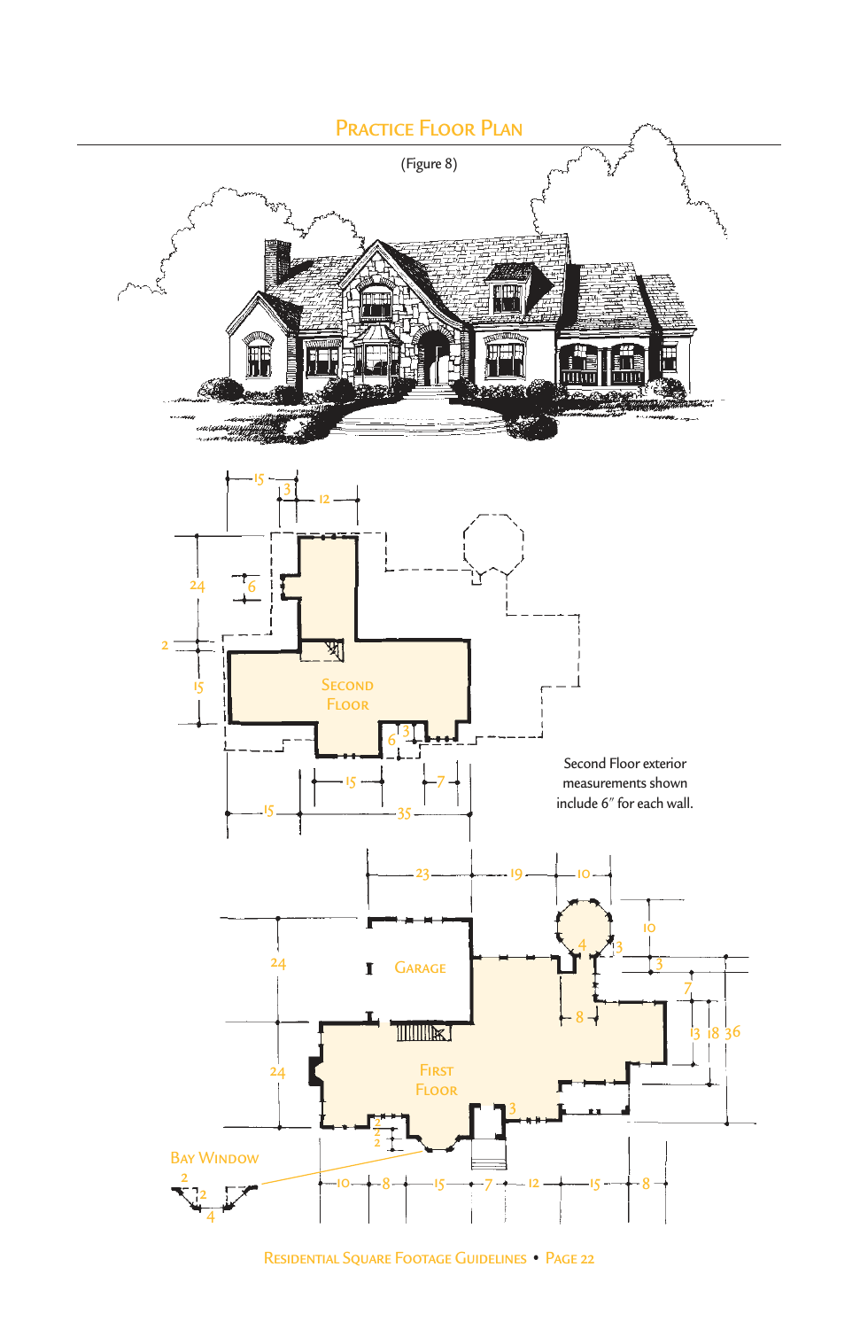# Practice Floor Plan

(Figure 8)

Second Floor exterior measurements shown include 6″ for each wall.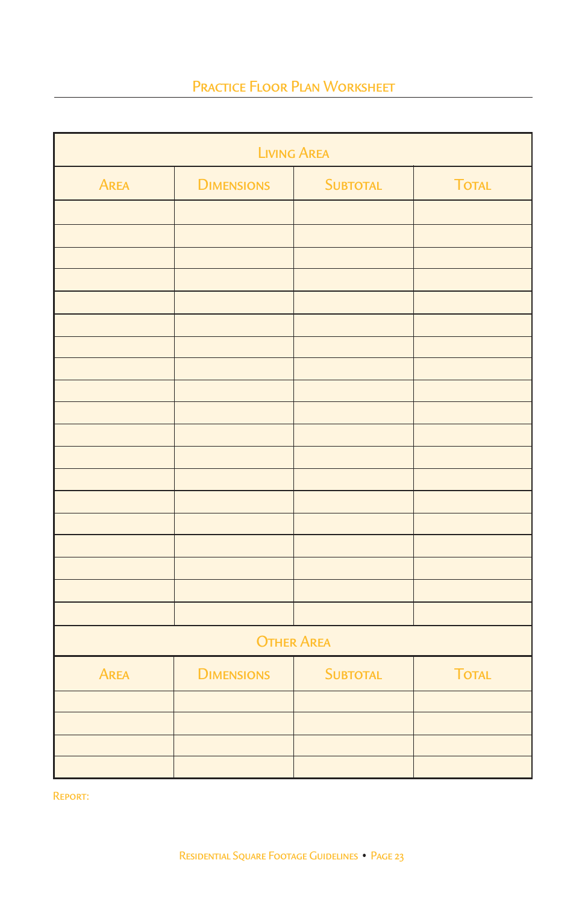## Practice Floor Plan Worksheet

| Living Area | | | |
|---|---|---|---|
| Area | Dimensions | Subtotal | Total |
| | | | |
| | | | |
| | | | |
| | | | |
| | | | |
| | | | |
| | | | |
| | | | |
| | | | |
| | | | |
| | | | |
| | | | |
| | | | |
| | | | |
| | | | |
| | | | |
| | | | |
| | | | |
| | | | |

| Other Area | | | |
|---|---|---|---|
| Area | Dimensions | Subtotal | Total |
| | | | |
| | | | |
| | | | |
| | | | |

Report: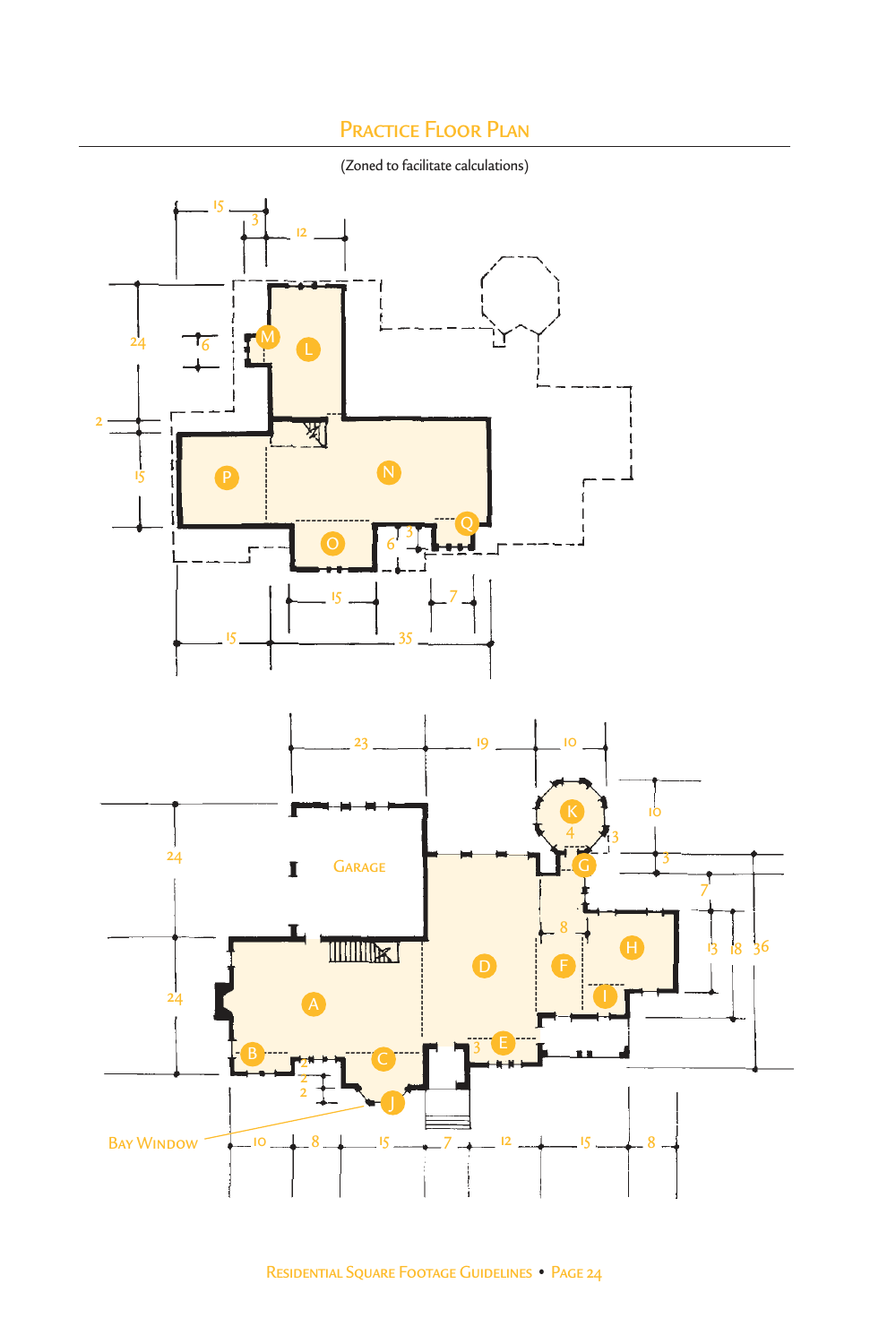# Practice Floor Plan

(Zoned to facilitate calculations)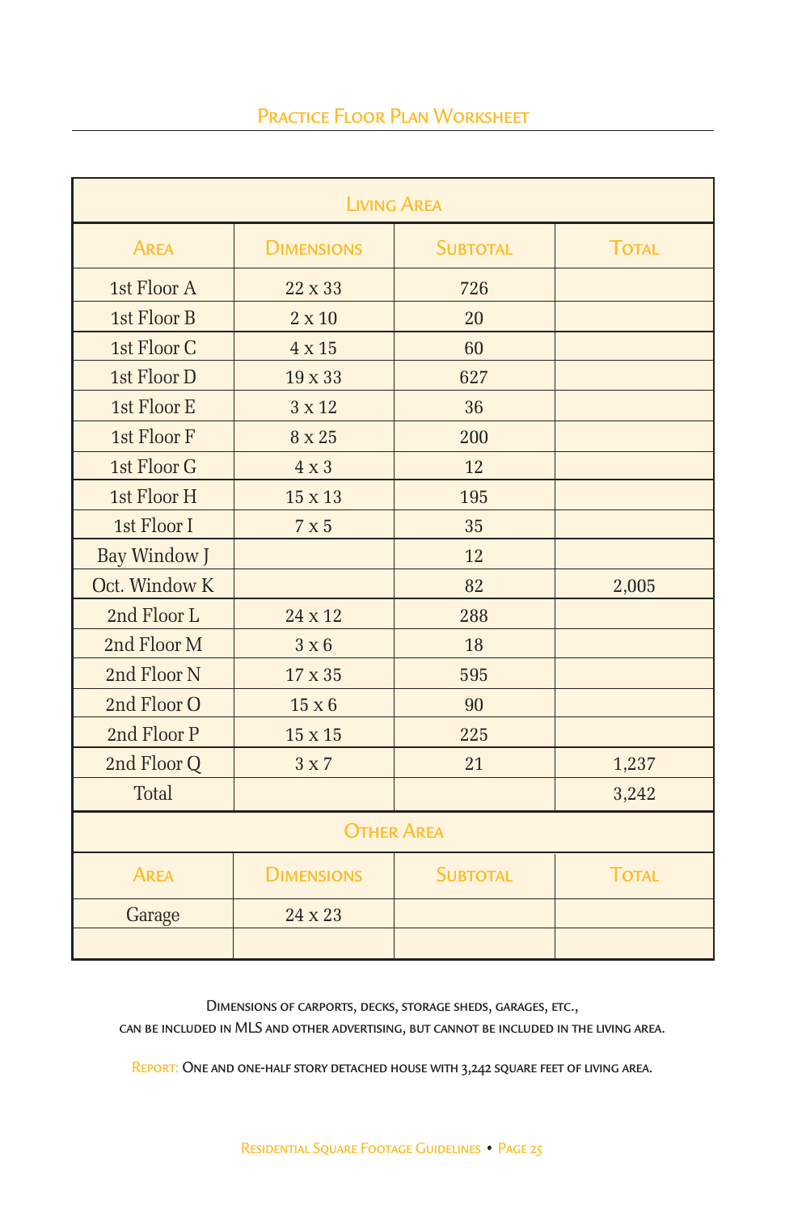# Practice Floor Plan Worksheet

| Living Area | | | |
|---|---|---|---|
| **Area** | **Dimensions** | **Subtotal** | **Total** |
| 1st Floor A | 22 x 33 | 726 | |
| 1st Floor B | 2 x 10 | 20 | |
| 1st Floor C | 4 x 15 | 60 | |
| 1st Floor D | 19 x 33 | 627 | |
| 1st Floor E | 3 x 12 | 36 | |
| 1st Floor F | 8 x 25 | 200 | |
| 1st Floor G | 4 x 3 | 12 | |
| 1st Floor H | 15 x 13 | 195 | |
| 1st Floor I | 7 x 5 | 35 | |
| Bay Window J | | 12 | |
| Oct. Window K | | 82 | 2,005 |
| 2nd Floor L | 24 x 12 | 288 | |
| 2nd Floor M | 3 x 6 | 18 | |
| 2nd Floor N | 17 x 35 | 595 | |
| 2nd Floor O | 15 x 6 | 90 | |
| 2nd Floor P | 15 x 15 | 225 | |
| 2nd Floor Q | 3 x 7 | 21 | 1,237 |
| Total | | | 3,242 |

| Other Area | | | |
|---|---|---|---|
| **Area** | **Dimensions** | **Subtotal** | **Total** |
| Garage | 24 x 23 | | |
| | | | |

Dimensions of carports, decks, storage sheds, garages, etc., can be included in MLS and other advertising, but cannot be included in the living area.

Report: One and one-half story detached house with 3,242 square feet of living area.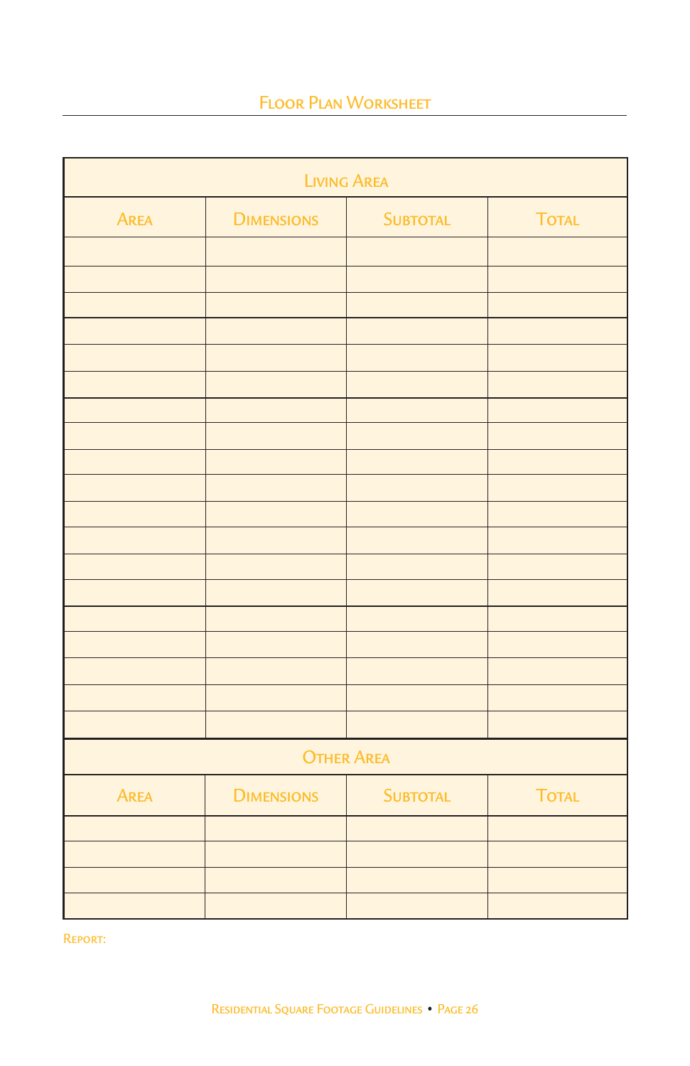## Floor Plan Worksheet

| Living Area | | | |
|---|---|---|---|
| Area | Dimensions | Subtotal | Total |
| | | | |
| | | | |
| | | | |
| | | | |
| | | | |
| | | | |
| | | | |
| | | | |
| | | | |
| | | | |
| | | | |
| | | | |
| | | | |
| | | | |
| | | | |
| | | | |
| | | | |
| | | | |
| | | | |

| Other Area | | | |
|---|---|---|---|
| Area | Dimensions | Subtotal | Total |
| | | | |
| | | | |
| | | | |
| | | | |

Report: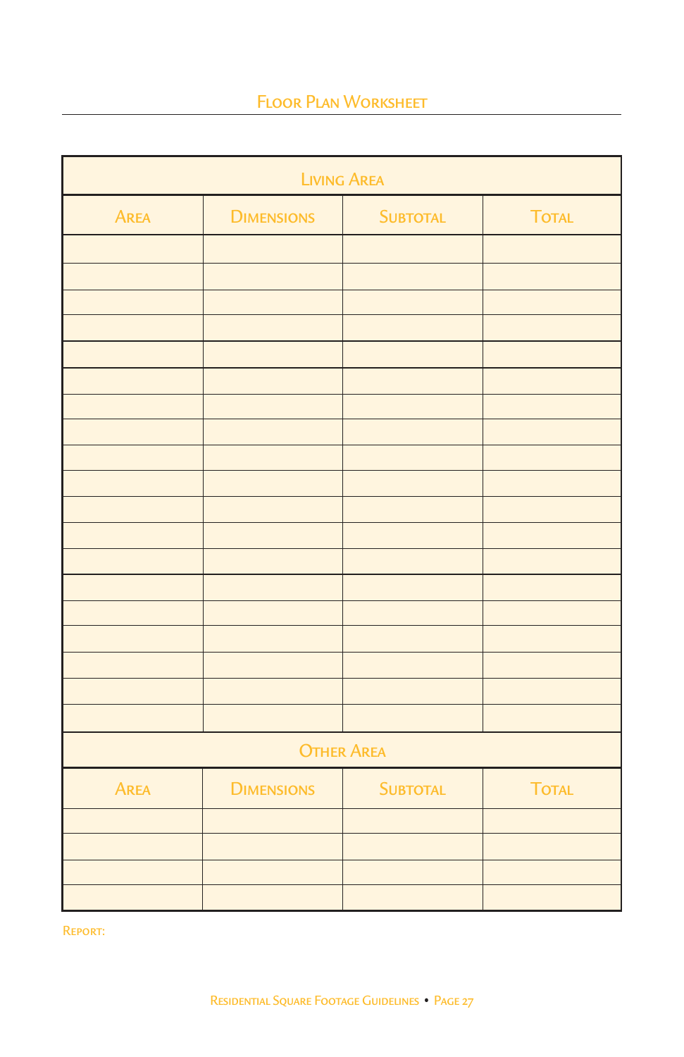# Floor Plan Worksheet

| Living Area | | | |
|---|---|---|---|
| Area | Dimensions | Subtotal | Total |
| | | | |
| | | | |
| | | | |
| | | | |
| | | | |
| | | | |
| | | | |
| | | | |
| | | | |
| | | | |
| | | | |
| | | | |
| | | | |
| | | | |
| | | | |
| | | | |
| | | | |
| | | | |
| | | | |
| **Other Area** | | | |
| Area | Dimensions | Subtotal | Total |
| | | | |
| | | | |
| | | | |
| | | | |

Report: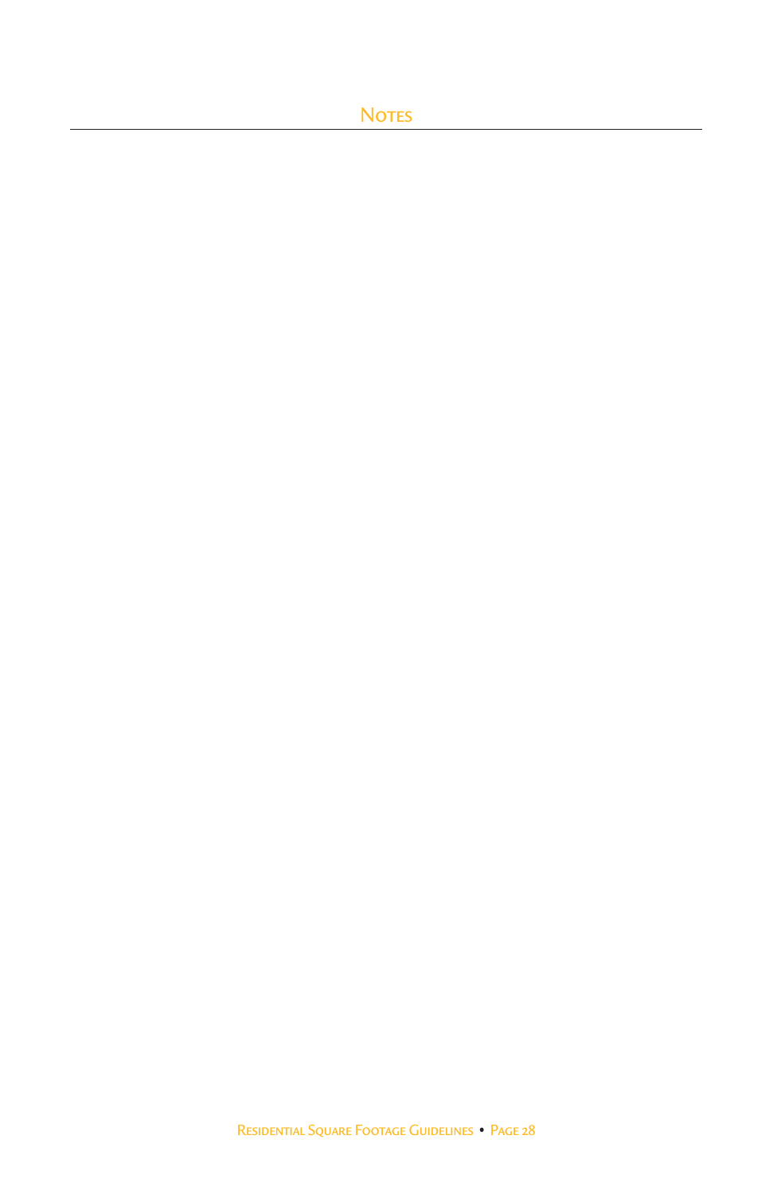# Notes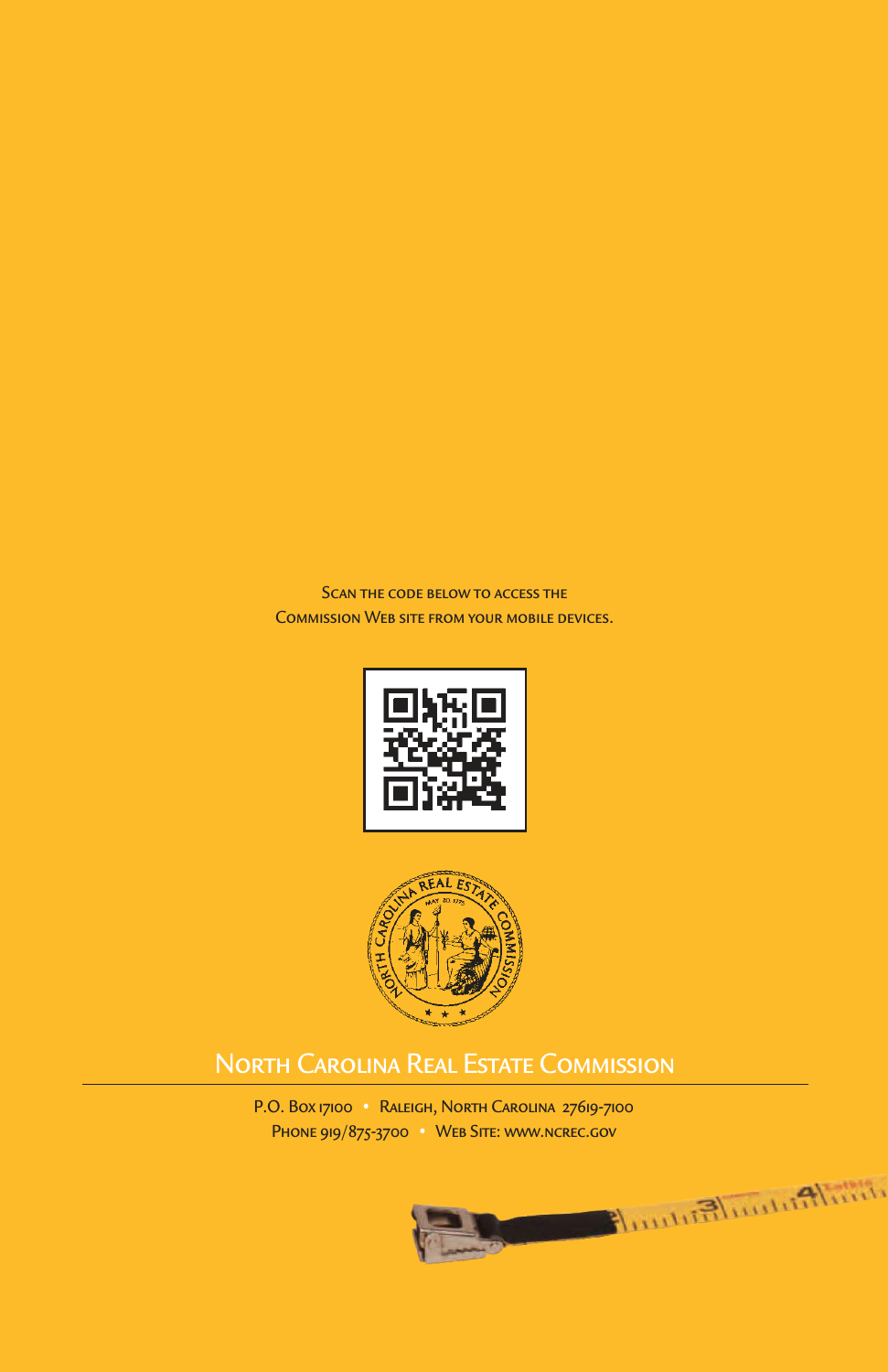Scan the code below to access the
Commission Web site from your mobile devices.

## North Carolina Real Estate Commission

P.O. Box 17100 • Raleigh, North Carolina 27619-7100
Phone 919/875-3700 • Web Site: www.ncrec.gov